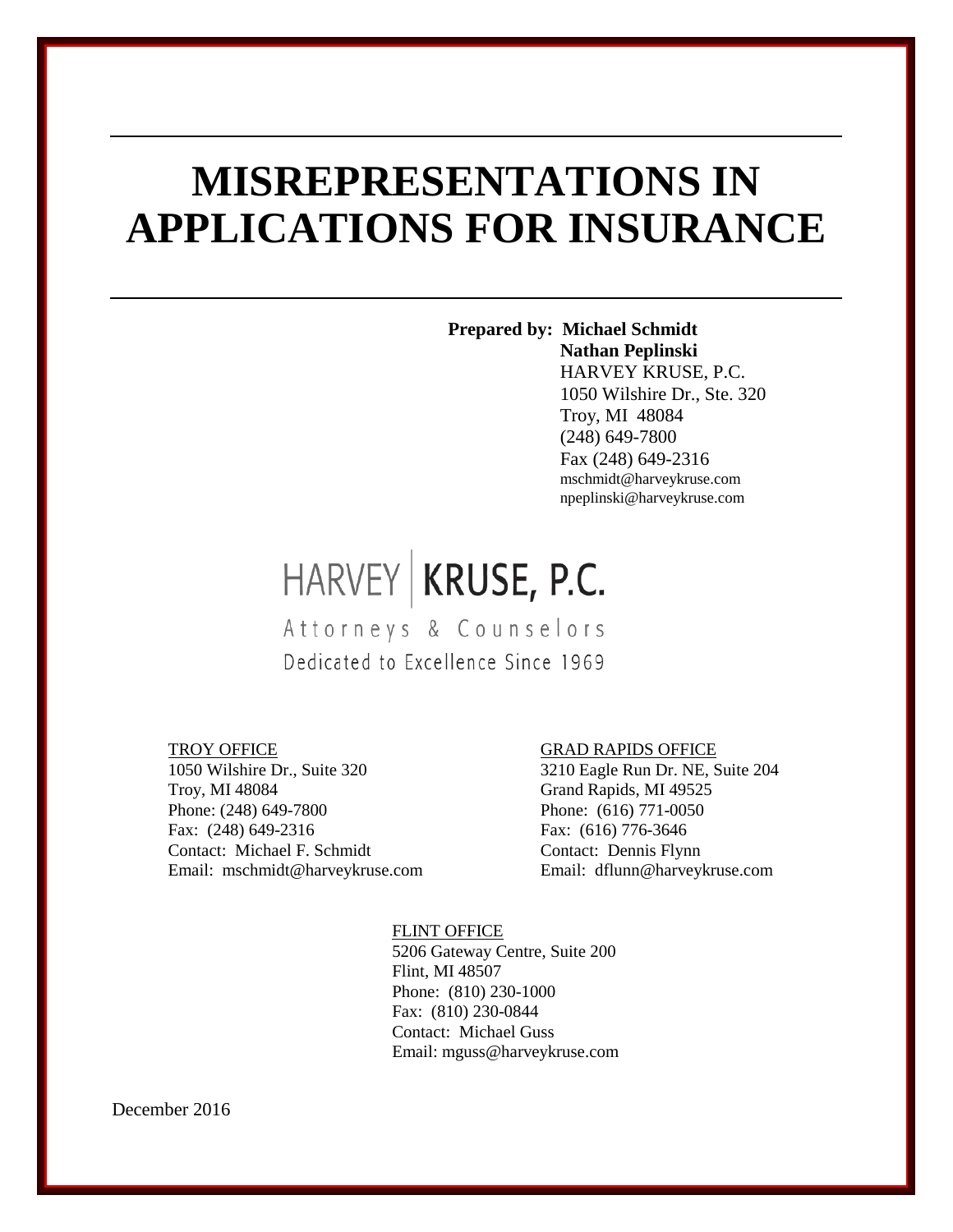# MISREPRESENTATIONS IN APPLICATIONS FOR INSURANCE

**Prepared by: Michael Schmidt**
**Nathan Peplinski**
HARVEY KRUSE, P.C.
1050 Wilshire Dr., Ste. 320
Troy, MI 48084
(248) 649-7800
Fax (248) 649-2316
mschmidt@harveykruse.com
npeplinski@harveykruse.com

HARVEY | **KRUSE, P.C.**
Attorneys & Counselors
Dedicated to Excellence Since 1969

TROY OFFICE
1050 Wilshire Dr., Suite 320
Troy, MI 48084
Phone: (248) 649-7800
Fax: (248) 649-2316
Contact: Michael F. Schmidt
Email: mschmidt@harveykruse.com

GRAD RAPIDS OFFICE
3210 Eagle Run Dr. NE, Suite 204
Grand Rapids, MI 49525
Phone: (616) 771-0050
Fax: (616) 776-3646
Contact: Dennis Flynn
Email: dflunn@harveykruse.com

FLINT OFFICE
5206 Gateway Centre, Suite 200
Flint, MI 48507
Phone: (810) 230-1000
Fax: (810) 230-0844
Contact: Michael Guss
Email: mguss@harveykruse.com

December 2016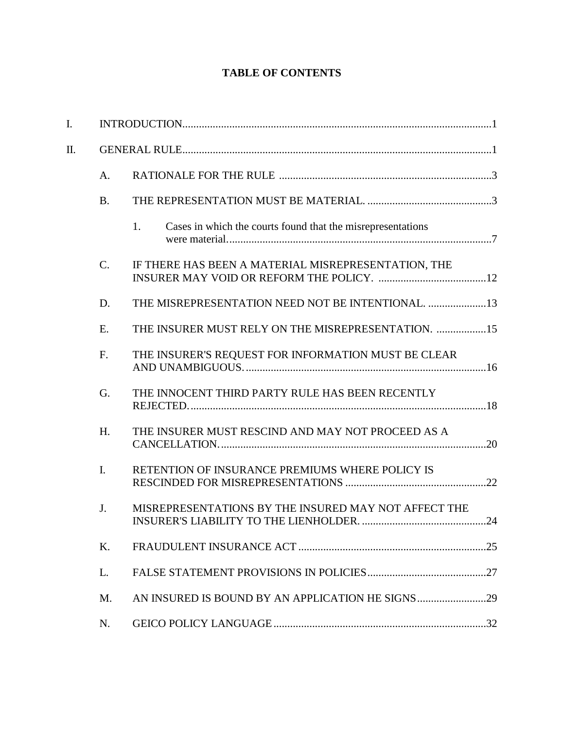# TABLE OF CONTENTS

I. INTRODUCTION.......................................................................................................1

II. GENERAL RULE.......................................................................................................1

- A. RATIONALE FOR THE RULE ....................................................................3
- B. THE REPRESENTATION MUST BE MATERIAL. .........................................3
  - 1. Cases in which the courts found that the misrepresentations were material.......................................................................................7
- C. IF THERE HAS BEEN A MATERIAL MISREPRESENTATION, THE INSURER MAY VOID OR REFORM THE POLICY. .................................12
- D. THE MISREPRESENTATION NEED NOT BE INTENTIONAL. .....................13
- E. THE INSURER MUST RELY ON THE MISREPRESENTATION. ..................15
- F. THE INSURER'S REQUEST FOR INFORMATION MUST BE CLEAR AND UNAMBIGUOUS..................................................................................16
- G. THE INNOCENT THIRD PARTY RULE HAS BEEN RECENTLY REJECTED......................................................................................................18
- H. THE INSURER MUST RESCIND AND MAY NOT PROCEED AS A CANCELLATION..........................................................................................20
- I. RETENTION OF INSURANCE PREMIUMS WHERE POLICY IS RESCINDED FOR MISREPRESENTATIONS ..............................................22
- J. MISREPRESENTATIONS BY THE INSURED MAY NOT AFFECT THE INSURER'S LIABILITY TO THE LIENHOLDER. ........................................24
- K. FRAUDULENT INSURANCE ACT ...............................................................25
- L. FALSE STATEMENT PROVISIONS IN POLICIES........................................27
- M. AN INSURED IS BOUND BY AN APPLICATION HE SIGNS........................29
- N. GEICO POLICY LANGUAGE.......................................................................32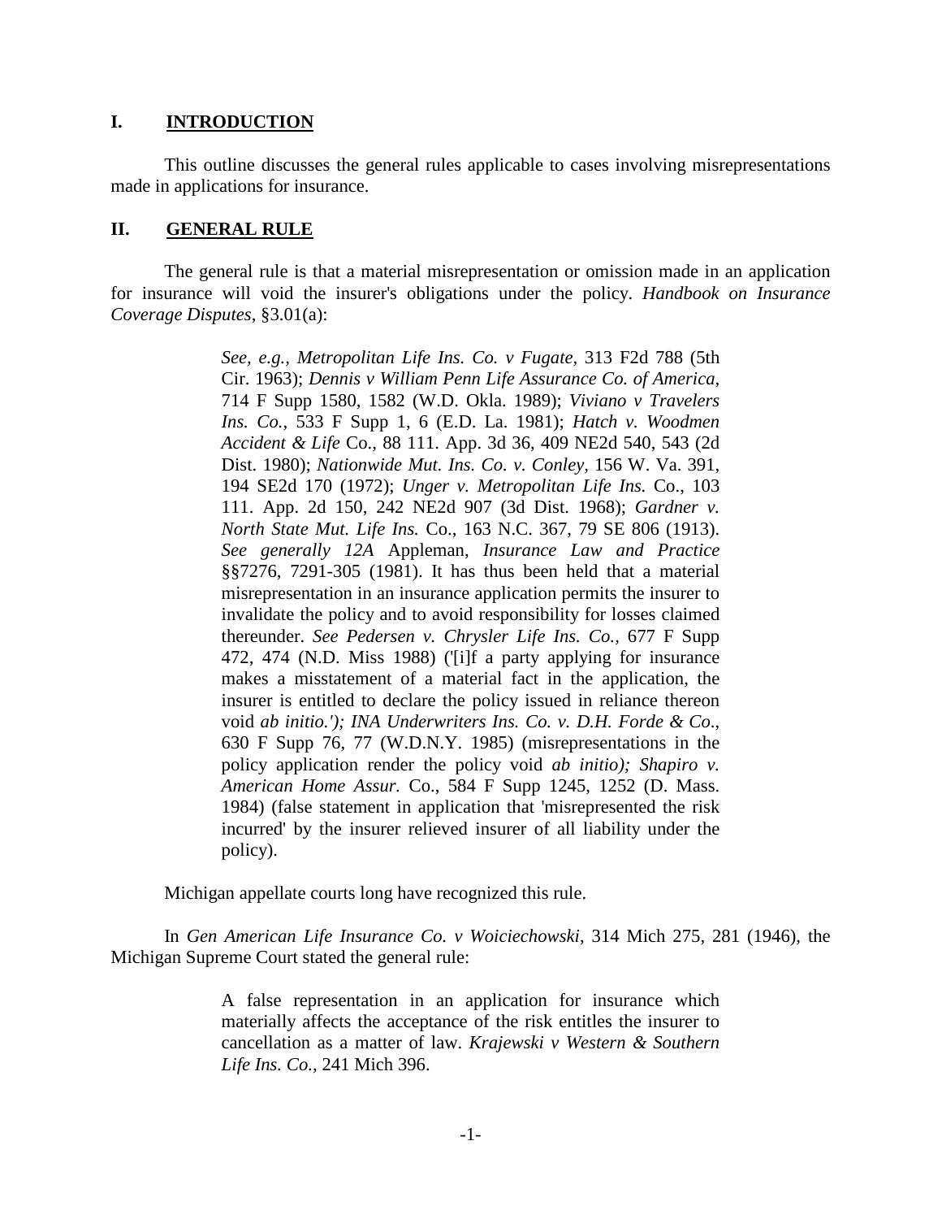## I. INTRODUCTION

This outline discusses the general rules applicable to cases involving misrepresentations made in applications for insurance.

## II. GENERAL RULE

The general rule is that a material misrepresentation or omission made in an application for insurance will void the insurer's obligations under the policy. *Handbook on Insurance Coverage Disputes*, §3.01(a):

> *See, e.g.*, *Metropolitan Life Ins. Co. v Fugate*, 313 F2d 788 (5th Cir. 1963); *Dennis v William Penn Life Assurance Co. of America*, 714 F Supp 1580, 1582 (W.D. Okla. 1989); *Viviano v Travelers Ins. Co.*, 533 F Supp 1, 6 (E.D. La. 1981); *Hatch v. Woodmen Accident & Life* Co., 88 111. App. 3d 36, 409 NE2d 540, 543 (2d Dist. 1980); *Nationwide Mut. Ins. Co. v. Conley*, 156 W. Va. 391, 194 SE2d 170 (1972); *Unger v. Metropolitan Life Ins.* Co., 103 111. App. 2d 150, 242 NE2d 907 (3d Dist. 1968); *Gardner v. North State Mut. Life Ins.* Co., 163 N.C. 367, 79 SE 806 (1913). *See generally 12A* Appleman, *Insurance Law and Practice* §§7276, 7291-305 (1981). It has thus been held that a material misrepresentation in an insurance application permits the insurer to invalidate the policy and to avoid responsibility for losses claimed thereunder. *See Pedersen v. Chrysler Life Ins. Co.*, 677 F Supp 472, 474 (N.D. Miss 1988) ('[i]f a party applying for insurance makes a misstatement of a material fact in the application, the insurer is entitled to declare the policy issued in reliance thereon void *ab initio.'); INA Underwriters Ins. Co. v. D.H. Forde & Co*., 630 F Supp 76, 77 (W.D.N.Y. 1985) (misrepresentations in the policy application render the policy void *ab initio); Shapiro v. American Home Assur.* Co., 584 F Supp 1245, 1252 (D. Mass. 1984) (false statement in application that 'misrepresented the risk incurred' by the insurer relieved insurer of all liability under the policy).

Michigan appellate courts long have recognized this rule.

In *Gen American Life Insurance Co. v Woiciechowski*, 314 Mich 275, 281 (1946), the Michigan Supreme Court stated the general rule:

> A false representation in an application for insurance which materially affects the acceptance of the risk entitles the insurer to cancellation as a matter of law. *Krajewski v Western & Southern Life Ins. Co.,* 241 Mich 396.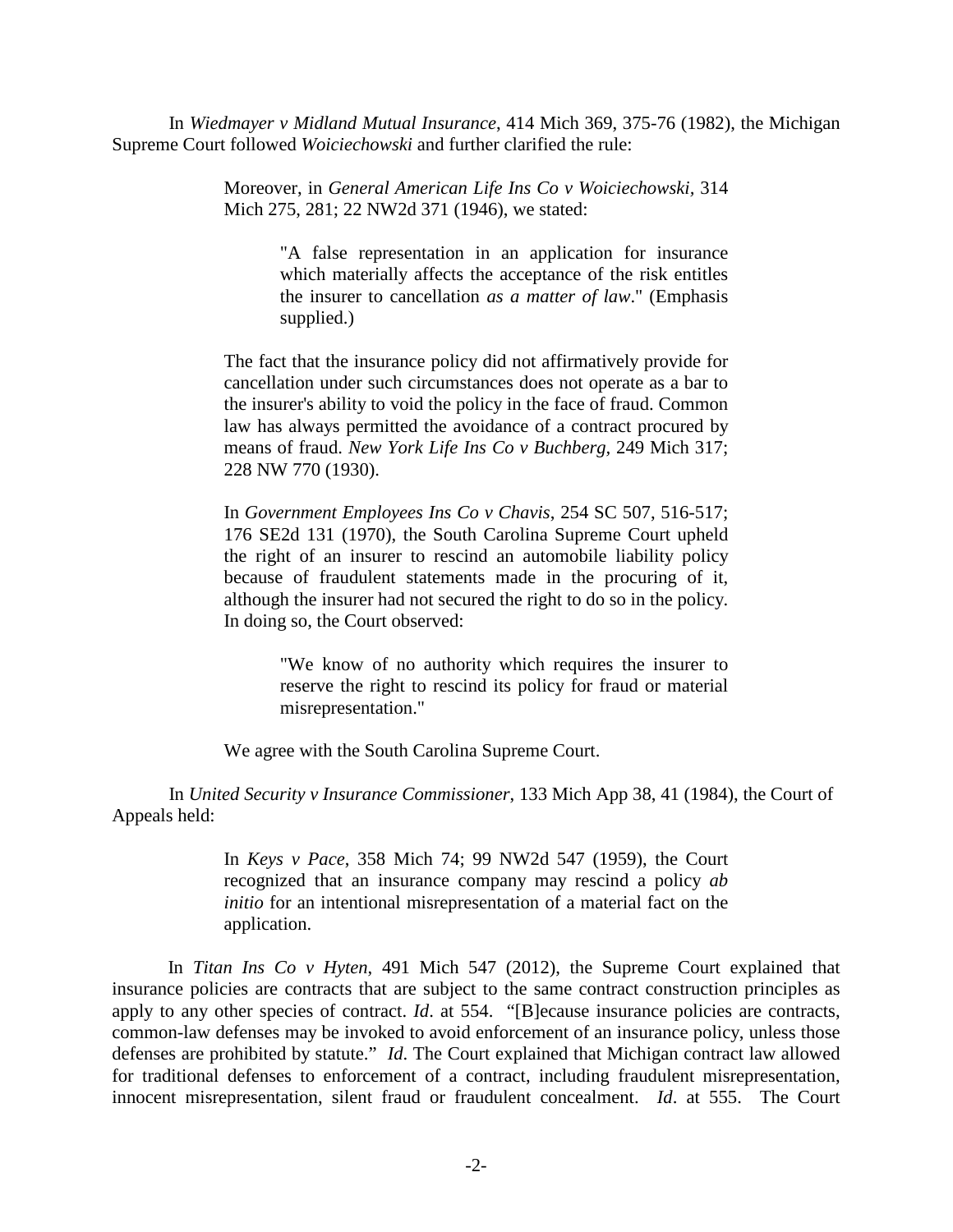In *Wiedmayer v Midland Mutual Insurance*, 414 Mich 369, 375-76 (1982), the Michigan Supreme Court followed *Woiciechowski* and further clarified the rule:

> Moreover, in *General American Life Ins Co v Woiciechowski*, 314 Mich 275, 281; 22 NW2d 371 (1946), we stated:
>
> > "A false representation in an application for insurance which materially affects the acceptance of the risk entitles the insurer to cancellation *as a matter of law*." (Emphasis supplied.)
>
> The fact that the insurance policy did not affirmatively provide for cancellation under such circumstances does not operate as a bar to the insurer's ability to void the policy in the face of fraud. Common law has always permitted the avoidance of a contract procured by means of fraud. *New York Life Ins Co v Buchberg*, 249 Mich 317; 228 NW 770 (1930).
>
> In *Government Employees Ins Co v Chavis*, 254 SC 507, 516-517; 176 SE2d 131 (1970), the South Carolina Supreme Court upheld the right of an insurer to rescind an automobile liability policy because of fraudulent statements made in the procuring of it, although the insurer had not secured the right to do so in the policy. In doing so, the Court observed:
>
> > "We know of no authority which requires the insurer to reserve the right to rescind its policy for fraud or material misrepresentation."
>
> We agree with the South Carolina Supreme Court.

In *United Security v Insurance Commissioner*, 133 Mich App 38, 41 (1984), the Court of Appeals held:

> In *Keys v Pace*, 358 Mich 74; 99 NW2d 547 (1959), the Court recognized that an insurance company may rescind a policy *ab initio* for an intentional misrepresentation of a material fact on the application.

In *Titan Ins Co v Hyten*, 491 Mich 547 (2012), the Supreme Court explained that insurance policies are contracts that are subject to the same contract construction principles as apply to any other species of contract. *Id*. at 554. "[B]ecause insurance policies are contracts, common-law defenses may be invoked to avoid enforcement of an insurance policy, unless those defenses are prohibited by statute." *Id*. The Court explained that Michigan contract law allowed for traditional defenses to enforcement of a contract, including fraudulent misrepresentation, innocent misrepresentation, silent fraud or fraudulent concealment. *Id*. at 555. The Court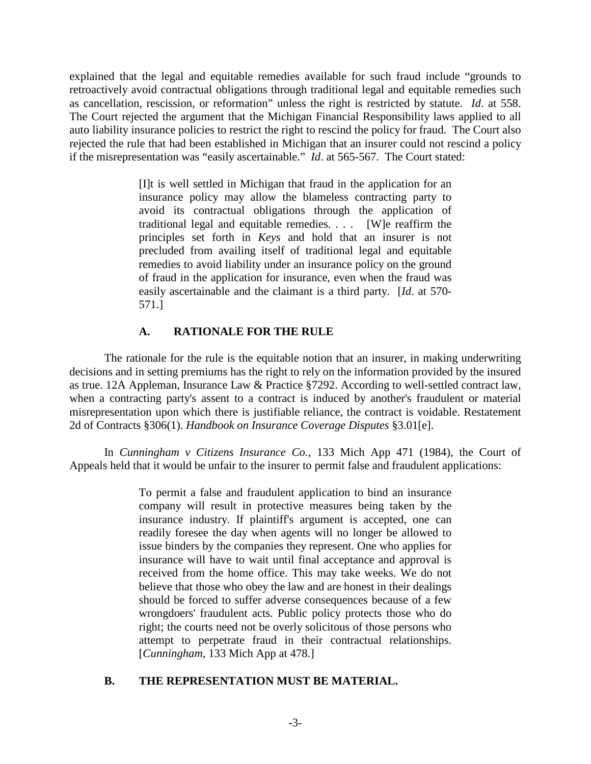explained that the legal and equitable remedies available for such fraud include "grounds to retroactively avoid contractual obligations through traditional legal and equitable remedies such as cancellation, rescission, or reformation" unless the right is restricted by statute. *Id*. at 558. The Court rejected the argument that the Michigan Financial Responsibility laws applied to all auto liability insurance policies to restrict the right to rescind the policy for fraud. The Court also rejected the rule that had been established in Michigan that an insurer could not rescind a policy if the misrepresentation was "easily ascertainable." *Id*. at 565-567. The Court stated:

> [I]t is well settled in Michigan that fraud in the application for an insurance policy may allow the blameless contracting party to avoid its contractual obligations through the application of traditional legal and equitable remedies. . . . [W]e reaffirm the principles set forth in *Keys* and hold that an insurer is not precluded from availing itself of traditional legal and equitable remedies to avoid liability under an insurance policy on the ground of fraud in the application for insurance, even when the fraud was easily ascertainable and the claimant is a third party. [*Id*. at 570-571.]

### A. RATIONALE FOR THE RULE

The rationale for the rule is the equitable notion that an insurer, in making underwriting decisions and in setting premiums has the right to rely on the information provided by the insured as true. 12A Appleman, Insurance Law & Practice §7292. According to well-settled contract law, when a contracting party's assent to a contract is induced by another's fraudulent or material misrepresentation upon which there is justifiable reliance, the contract is voidable. Restatement 2d of Contracts §306(1). *Handbook on Insurance Coverage Disputes* §3.01[e].

In *Cunningham v Citizens Insurance Co.*, 133 Mich App 471 (1984), the Court of Appeals held that it would be unfair to the insurer to permit false and fraudulent applications:

> To permit a false and fraudulent application to bind an insurance company will result in protective measures being taken by the insurance industry. If plaintiff's argument is accepted, one can readily foresee the day when agents will no longer be allowed to issue binders by the companies they represent. One who applies for insurance will have to wait until final acceptance and approval is received from the home office. This may take weeks. We do not believe that those who obey the law and are honest in their dealings should be forced to suffer adverse consequences because of a few wrongdoers' fraudulent acts. Public policy protects those who do right; the courts need not be overly solicitous of those persons who attempt to perpetrate fraud in their contractual relationships. [*Cunningham*, 133 Mich App at 478.]

### B. THE REPRESENTATION MUST BE MATERIAL.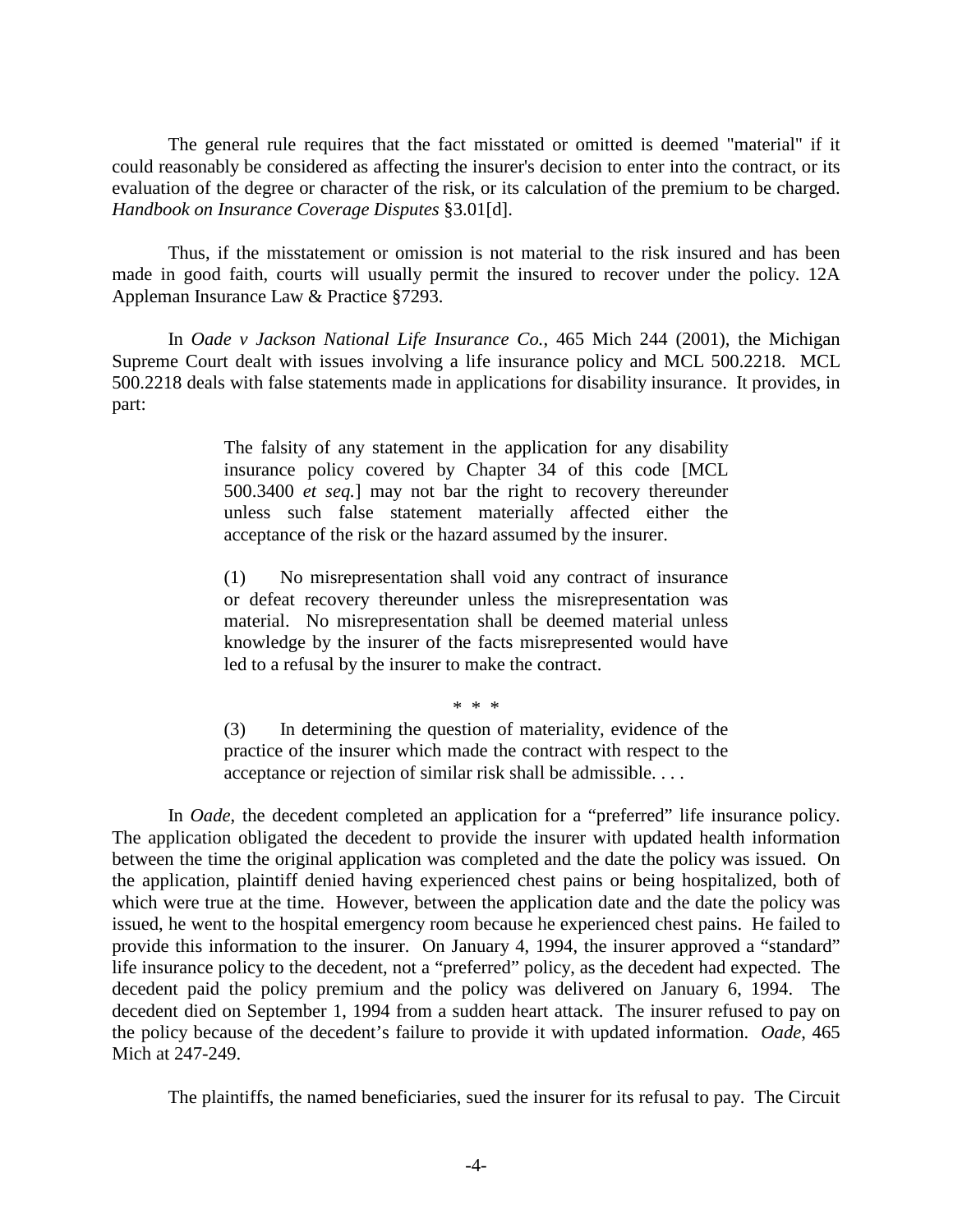The general rule requires that the fact misstated or omitted is deemed "material" if it could reasonably be considered as affecting the insurer's decision to enter into the contract, or its evaluation of the degree or character of the risk, or its calculation of the premium to be charged. *Handbook on Insurance Coverage Disputes* §3.01[d].

Thus, if the misstatement or omission is not material to the risk insured and has been made in good faith, courts will usually permit the insured to recover under the policy. 12A Appleman Insurance Law & Practice §7293.

In *Oade v Jackson National Life Insurance Co.*, 465 Mich 244 (2001), the Michigan Supreme Court dealt with issues involving a life insurance policy and MCL 500.2218. MCL 500.2218 deals with false statements made in applications for disability insurance. It provides, in part:

> The falsity of any statement in the application for any disability insurance policy covered by Chapter 34 of this code [MCL 500.3400 *et seq.*] may not bar the right to recovery thereunder unless such false statement materially affected either the acceptance of the risk or the hazard assumed by the insurer.
>
> (1) No misrepresentation shall void any contract of insurance or defeat recovery thereunder unless the misrepresentation was material. No misrepresentation shall be deemed material unless knowledge by the insurer of the facts misrepresented would have led to a refusal by the insurer to make the contract.
>
> \* \* \*
>
> (3) In determining the question of materiality, evidence of the practice of the insurer which made the contract with respect to the acceptance or rejection of similar risk shall be admissible. . . .

In *Oade*, the decedent completed an application for a "preferred" life insurance policy. The application obligated the decedent to provide the insurer with updated health information between the time the original application was completed and the date the policy was issued. On the application, plaintiff denied having experienced chest pains or being hospitalized, both of which were true at the time. However, between the application date and the date the policy was issued, he went to the hospital emergency room because he experienced chest pains. He failed to provide this information to the insurer. On January 4, 1994, the insurer approved a "standard" life insurance policy to the decedent, not a "preferred" policy, as the decedent had expected. The decedent paid the policy premium and the policy was delivered on January 6, 1994. The decedent died on September 1, 1994 from a sudden heart attack. The insurer refused to pay on the policy because of the decedent's failure to provide it with updated information. *Oade*, 465 Mich at 247-249.

The plaintiffs, the named beneficiaries, sued the insurer for its refusal to pay. The Circuit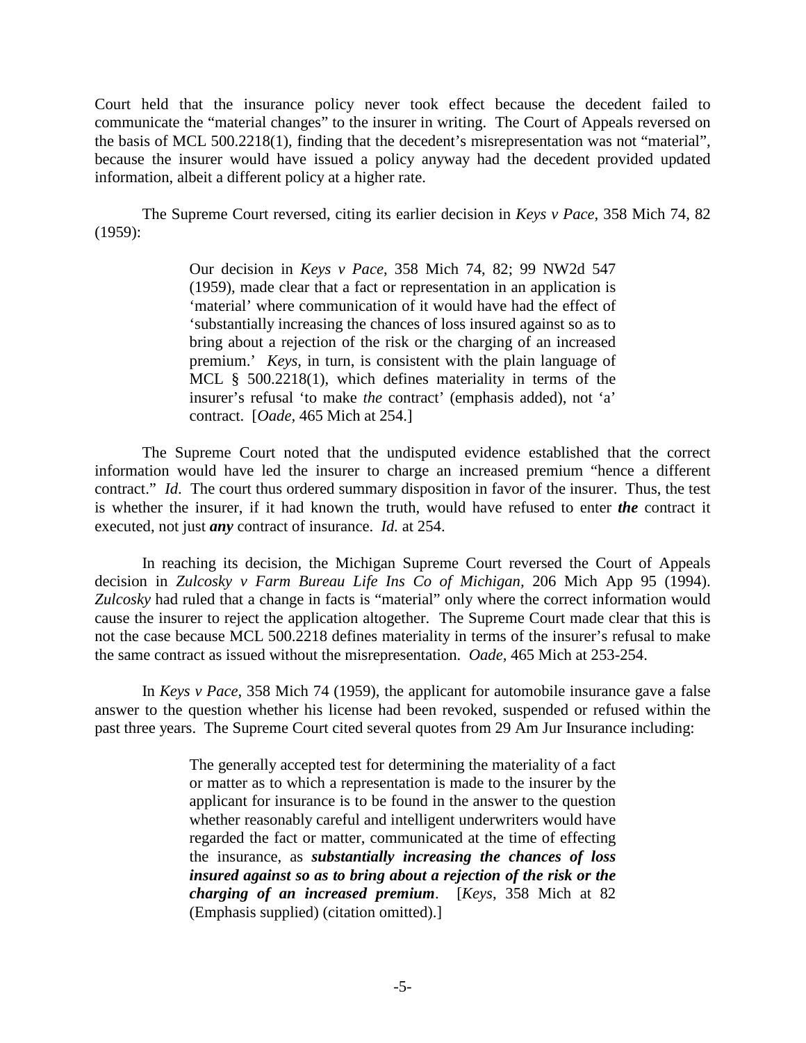Court held that the insurance policy never took effect because the decedent failed to communicate the "material changes" to the insurer in writing. The Court of Appeals reversed on the basis of MCL 500.2218(1), finding that the decedent's misrepresentation was not "material", because the insurer would have issued a policy anyway had the decedent provided updated information, albeit a different policy at a higher rate.

The Supreme Court reversed, citing its earlier decision in *Keys v Pace*, 358 Mich 74, 82 (1959):

> Our decision in *Keys v Pace*, 358 Mich 74, 82; 99 NW2d 547 (1959), made clear that a fact or representation in an application is 'material' where communication of it would have had the effect of 'substantially increasing the chances of loss insured against so as to bring about a rejection of the risk or the charging of an increased premium.' *Keys*, in turn, is consistent with the plain language of MCL § 500.2218(1), which defines materiality in terms of the insurer's refusal 'to make *the* contract' (emphasis added), not 'a' contract. [*Oade*, 465 Mich at 254.]

The Supreme Court noted that the undisputed evidence established that the correct information would have led the insurer to charge an increased premium "hence a different contract." *Id*. The court thus ordered summary disposition in favor of the insurer. Thus, the test is whether the insurer, if it had known the truth, would have refused to enter ***the*** contract it executed, not just ***any*** contract of insurance. *Id.* at 254.

In reaching its decision, the Michigan Supreme Court reversed the Court of Appeals decision in *Zulcosky v Farm Bureau Life Ins Co of Michigan*, 206 Mich App 95 (1994). *Zulcosky* had ruled that a change in facts is "material" only where the correct information would cause the insurer to reject the application altogether. The Supreme Court made clear that this is not the case because MCL 500.2218 defines materiality in terms of the insurer's refusal to make the same contract as issued without the misrepresentation. *Oade*, 465 Mich at 253-254.

In *Keys v Pace*, 358 Mich 74 (1959), the applicant for automobile insurance gave a false answer to the question whether his license had been revoked, suspended or refused within the past three years. The Supreme Court cited several quotes from 29 Am Jur Insurance including:

> The generally accepted test for determining the materiality of a fact or matter as to which a representation is made to the insurer by the applicant for insurance is to be found in the answer to the question whether reasonably careful and intelligent underwriters would have regarded the fact or matter, communicated at the time of effecting the insurance, as ***substantially increasing the chances of loss insured against so as to bring about a rejection of the risk or the charging of an increased premium***. [*Keys*, 358 Mich at 82 (Emphasis supplied) (citation omitted).]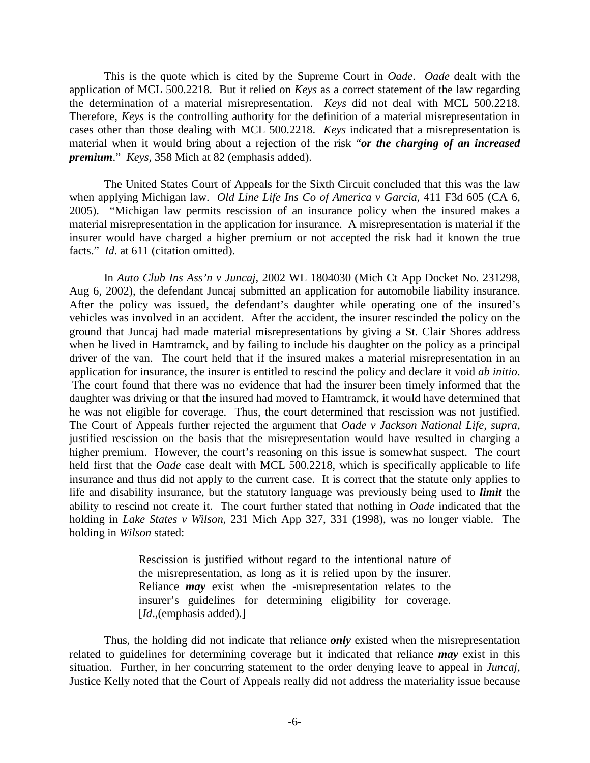This is the quote which is cited by the Supreme Court in *Oade*. *Oade* dealt with the application of MCL 500.2218. But it relied on *Keys* as a correct statement of the law regarding the determination of a material misrepresentation. *Keys* did not deal with MCL 500.2218. Therefore, *Keys* is the controlling authority for the definition of a material misrepresentation in cases other than those dealing with MCL 500.2218. *Keys* indicated that a misrepresentation is material when it would bring about a rejection of the risk "***or the charging of an increased premium***." *Keys*, 358 Mich at 82 (emphasis added).

The United States Court of Appeals for the Sixth Circuit concluded that this was the law when applying Michigan law. *Old Line Life Ins Co of America v Garcia*, 411 F3d 605 (CA 6, 2005). "Michigan law permits rescission of an insurance policy when the insured makes a material misrepresentation in the application for insurance. A misrepresentation is material if the insurer would have charged a higher premium or not accepted the risk had it known the true facts." *Id.* at 611 (citation omitted).

In *Auto Club Ins Ass'n v Juncaj*, 2002 WL 1804030 (Mich Ct App Docket No. 231298, Aug 6, 2002), the defendant Juncaj submitted an application for automobile liability insurance. After the policy was issued, the defendant's daughter while operating one of the insured's vehicles was involved in an accident. After the accident, the insurer rescinded the policy on the ground that Juncaj had made material misrepresentations by giving a St. Clair Shores address when he lived in Hamtramck, and by failing to include his daughter on the policy as a principal driver of the van. The court held that if the insured makes a material misrepresentation in an application for insurance, the insurer is entitled to rescind the policy and declare it void *ab initio*. The court found that there was no evidence that had the insurer been timely informed that the daughter was driving or that the insured had moved to Hamtramck, it would have determined that he was not eligible for coverage. Thus, the court determined that rescission was not justified. The Court of Appeals further rejected the argument that *Oade v Jackson National Life*, *supra*, justified rescission on the basis that the misrepresentation would have resulted in charging a higher premium. However, the court's reasoning on this issue is somewhat suspect. The court held first that the *Oade* case dealt with MCL 500.2218, which is specifically applicable to life insurance and thus did not apply to the current case. It is correct that the statute only applies to life and disability insurance, but the statutory language was previously being used to ***limit*** the ability to rescind not create it. The court further stated that nothing in *Oade* indicated that the holding in *Lake States v Wilson*, 231 Mich App 327, 331 (1998), was no longer viable. The holding in *Wilson* stated:

> Rescission is justified without regard to the intentional nature of the misrepresentation, as long as it is relied upon by the insurer. Reliance ***may*** exist when the -misrepresentation relates to the insurer's guidelines for determining eligibility for coverage. [*Id*.,(emphasis added).]

Thus, the holding did not indicate that reliance ***only*** existed when the misrepresentation related to guidelines for determining coverage but it indicated that reliance ***may*** exist in this situation. Further, in her concurring statement to the order denying leave to appeal in *Juncaj*, Justice Kelly noted that the Court of Appeals really did not address the materiality issue because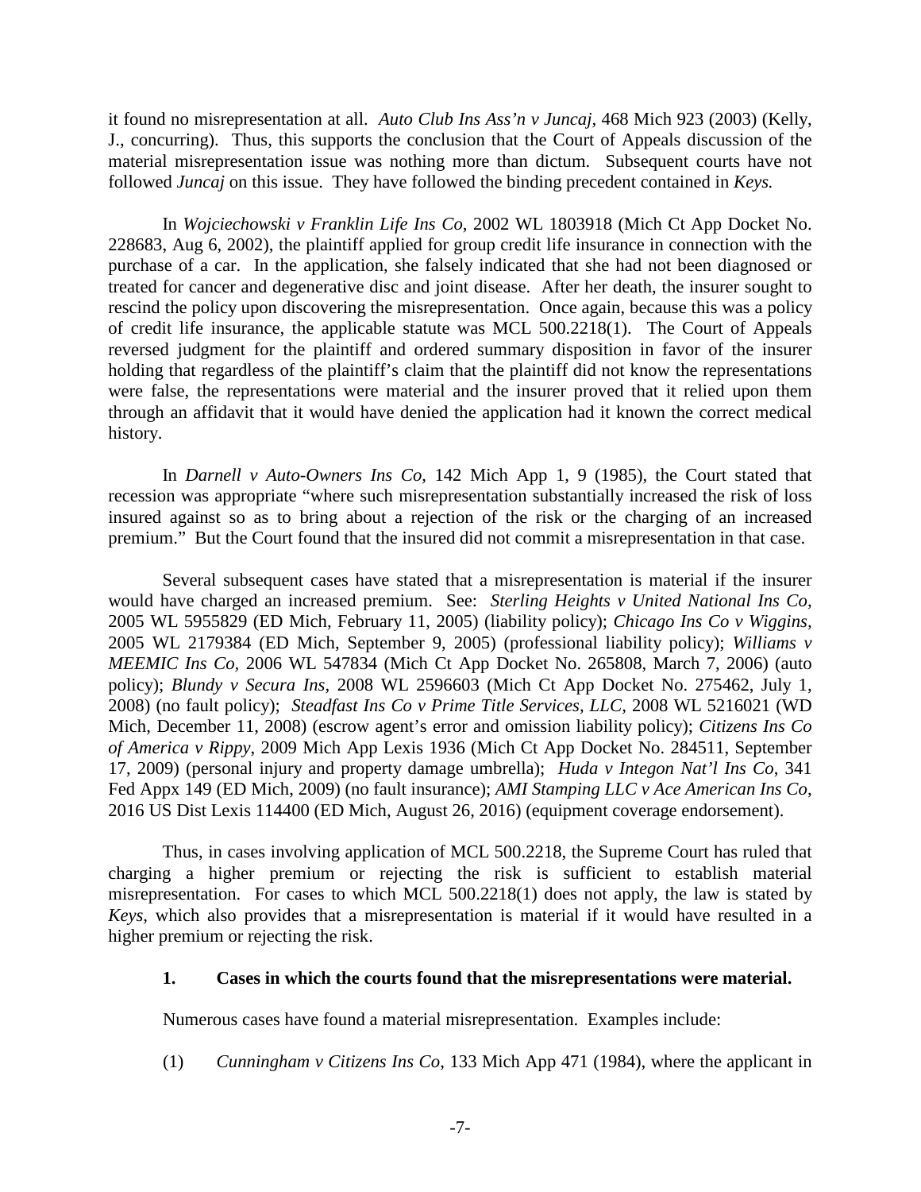it found no misrepresentation at all. *Auto Club Ins Ass'n v Juncaj*, 468 Mich 923 (2003) (Kelly, J., concurring). Thus, this supports the conclusion that the Court of Appeals discussion of the material misrepresentation issue was nothing more than dictum. Subsequent courts have not followed *Juncaj* on this issue. They have followed the binding precedent contained in *Keys.*

In *Wojciechowski v Franklin Life Ins Co*, 2002 WL 1803918 (Mich Ct App Docket No. 228683, Aug 6, 2002), the plaintiff applied for group credit life insurance in connection with the purchase of a car. In the application, she falsely indicated that she had not been diagnosed or treated for cancer and degenerative disc and joint disease. After her death, the insurer sought to rescind the policy upon discovering the misrepresentation. Once again, because this was a policy of credit life insurance, the applicable statute was MCL 500.2218(1). The Court of Appeals reversed judgment for the plaintiff and ordered summary disposition in favor of the insurer holding that regardless of the plaintiff's claim that the plaintiff did not know the representations were false, the representations were material and the insurer proved that it relied upon them through an affidavit that it would have denied the application had it known the correct medical history.

In *Darnell v Auto-Owners Ins Co*, 142 Mich App 1, 9 (1985), the Court stated that recession was appropriate "where such misrepresentation substantially increased the risk of loss insured against so as to bring about a rejection of the risk or the charging of an increased premium." But the Court found that the insured did not commit a misrepresentation in that case.

Several subsequent cases have stated that a misrepresentation is material if the insurer would have charged an increased premium. See: *Sterling Heights v United National Ins Co,* 2005 WL 5955829 (ED Mich, February 11, 2005) (liability policy); *Chicago Ins Co v Wiggins,* 2005 WL 2179384 (ED Mich, September 9, 2005) (professional liability policy); *Williams v MEEMIC Ins Co,* 2006 WL 547834 (Mich Ct App Docket No. 265808, March 7, 2006) (auto policy); *Blundy v Secura Ins*, 2008 WL 2596603 (Mich Ct App Docket No. 275462, July 1, 2008) (no fault policy); *Steadfast Ins Co v Prime Title Services, LLC*, 2008 WL 5216021 (WD Mich, December 11, 2008) (escrow agent's error and omission liability policy); *Citizens Ins Co of America v Rippy*, 2009 Mich App Lexis 1936 (Mich Ct App Docket No. 284511, September 17, 2009) (personal injury and property damage umbrella); *Huda v Integon Nat'l Ins Co*, 341 Fed Appx 149 (ED Mich, 2009) (no fault insurance); *AMI Stamping LLC v Ace American Ins Co*, 2016 US Dist Lexis 114400 (ED Mich, August 26, 2016) (equipment coverage endorsement).

Thus, in cases involving application of MCL 500.2218, the Supreme Court has ruled that charging a higher premium or rejecting the risk is sufficient to establish material misrepresentation. For cases to which MCL 500.2218(1) does not apply, the law is stated by *Keys*, which also provides that a misrepresentation is material if it would have resulted in a higher premium or rejecting the risk.

#### 1. Cases in which the courts found that the misrepresentations were material.

Numerous cases have found a material misrepresentation. Examples include:

(1) *Cunningham v Citizens Ins Co*, 133 Mich App 471 (1984), where the applicant in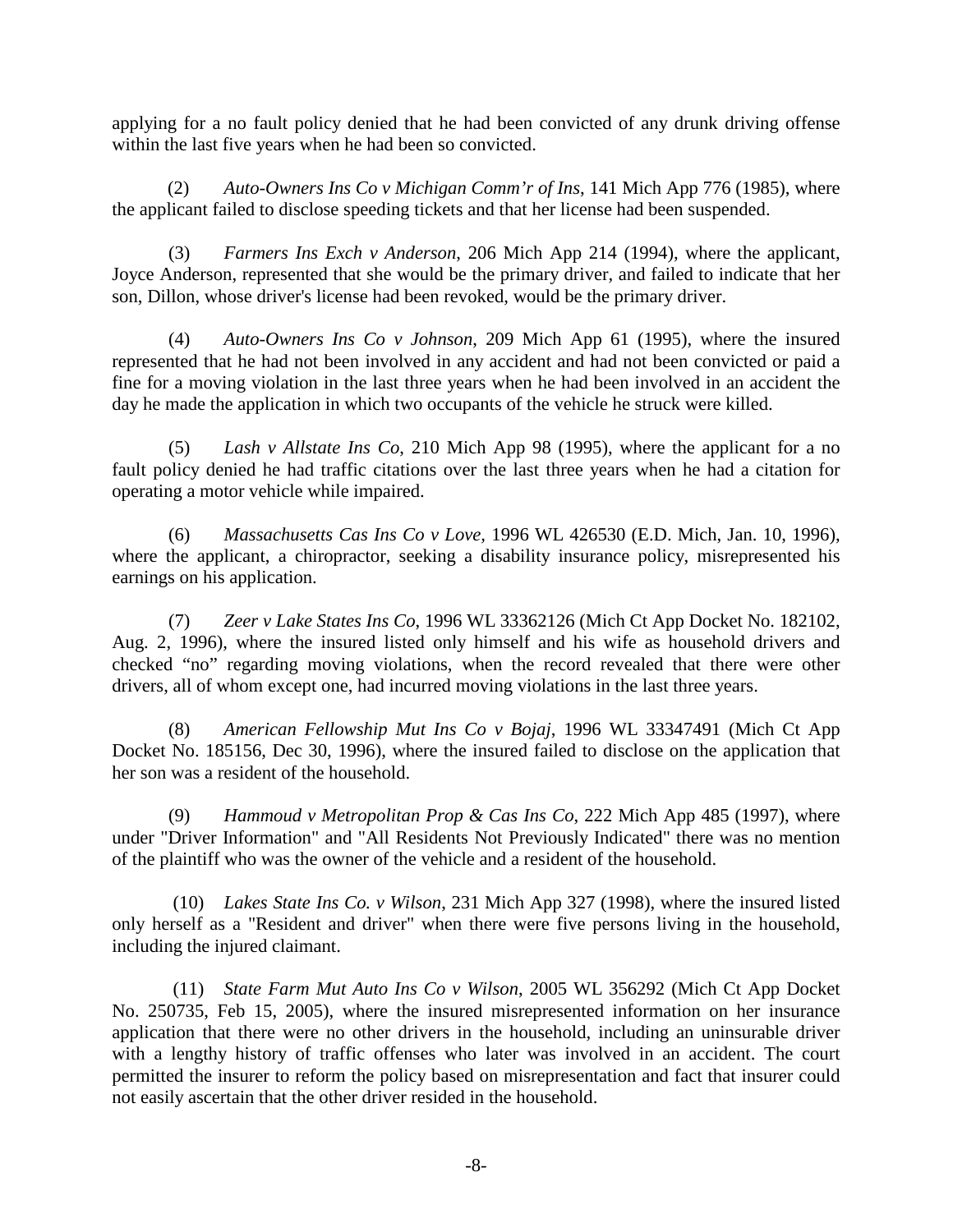applying for a no fault policy denied that he had been convicted of any drunk driving offense within the last five years when he had been so convicted.

(2) *Auto-Owners Ins Co v Michigan Comm'r of Ins*, 141 Mich App 776 (1985), where the applicant failed to disclose speeding tickets and that her license had been suspended.

(3) *Farmers Ins Exch v Anderson*, 206 Mich App 214 (1994), where the applicant, Joyce Anderson, represented that she would be the primary driver, and failed to indicate that her son, Dillon, whose driver's license had been revoked, would be the primary driver.

(4) *Auto-Owners Ins Co v Johnson*, 209 Mich App 61 (1995), where the insured represented that he had not been involved in any accident and had not been convicted or paid a fine for a moving violation in the last three years when he had been involved in an accident the day he made the application in which two occupants of the vehicle he struck were killed.

(5) *Lash v Allstate Ins Co*, 210 Mich App 98 (1995), where the applicant for a no fault policy denied he had traffic citations over the last three years when he had a citation for operating a motor vehicle while impaired.

(6) *Massachusetts Cas Ins Co v Love*, 1996 WL 426530 (E.D. Mich, Jan. 10, 1996), where the applicant, a chiropractor, seeking a disability insurance policy, misrepresented his earnings on his application.

(7) *Zeer v Lake States Ins Co*, 1996 WL 33362126 (Mich Ct App Docket No. 182102, Aug. 2, 1996), where the insured listed only himself and his wife as household drivers and checked "no" regarding moving violations, when the record revealed that there were other drivers, all of whom except one, had incurred moving violations in the last three years.

(8) *American Fellowship Mut Ins Co v Bojaj*, 1996 WL 33347491 (Mich Ct App Docket No. 185156, Dec 30, 1996), where the insured failed to disclose on the application that her son was a resident of the household.

(9) *Hammoud v Metropolitan Prop & Cas Ins Co*, 222 Mich App 485 (1997), where under "Driver Information" and "All Residents Not Previously Indicated" there was no mention of the plaintiff who was the owner of the vehicle and a resident of the household.

(10) *Lakes State Ins Co. v Wilson*, 231 Mich App 327 (1998), where the insured listed only herself as a "Resident and driver" when there were five persons living in the household, including the injured claimant.

(11) *State Farm Mut Auto Ins Co v Wilson*, 2005 WL 356292 (Mich Ct App Docket No. 250735, Feb 15, 2005), where the insured misrepresented information on her insurance application that there were no other drivers in the household, including an uninsurable driver with a lengthy history of traffic offenses who later was involved in an accident. The court permitted the insurer to reform the policy based on misrepresentation and fact that insurer could not easily ascertain that the other driver resided in the household.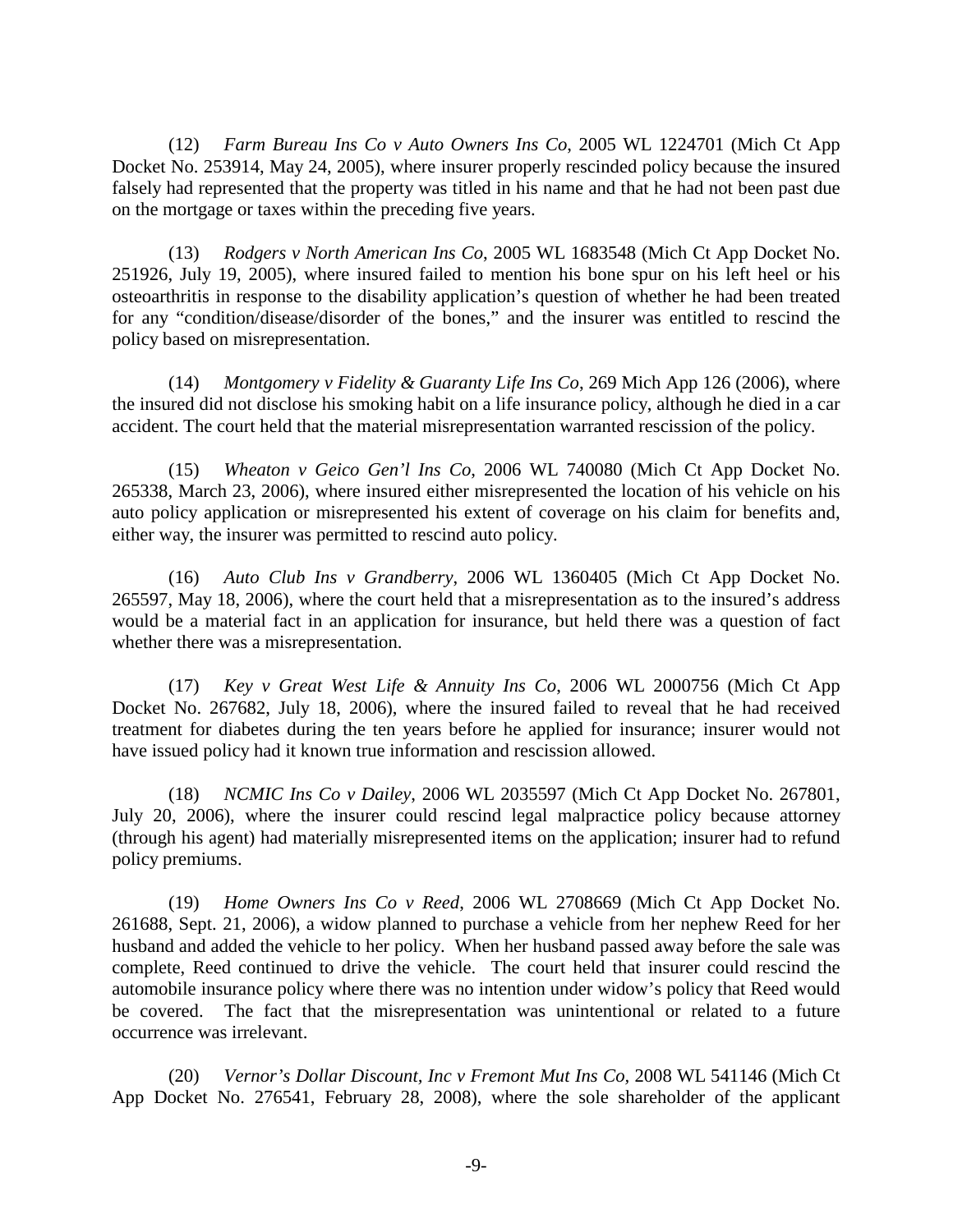(12) *Farm Bureau Ins Co v Auto Owners Ins Co*, 2005 WL 1224701 (Mich Ct App Docket No. 253914, May 24, 2005), where insurer properly rescinded policy because the insured falsely had represented that the property was titled in his name and that he had not been past due on the mortgage or taxes within the preceding five years.

(13) *Rodgers v North American Ins Co*, 2005 WL 1683548 (Mich Ct App Docket No. 251926, July 19, 2005), where insured failed to mention his bone spur on his left heel or his osteoarthritis in response to the disability application's question of whether he had been treated for any "condition/disease/disorder of the bones," and the insurer was entitled to rescind the policy based on misrepresentation.

(14) *Montgomery v Fidelity & Guaranty Life Ins Co*, 269 Mich App 126 (2006), where the insured did not disclose his smoking habit on a life insurance policy, although he died in a car accident. The court held that the material misrepresentation warranted rescission of the policy.

(15) *Wheaton v Geico Gen'l Ins Co*, 2006 WL 740080 (Mich Ct App Docket No. 265338, March 23, 2006), where insured either misrepresented the location of his vehicle on his auto policy application or misrepresented his extent of coverage on his claim for benefits and, either way, the insurer was permitted to rescind auto policy.

(16) *Auto Club Ins v Grandberry*, 2006 WL 1360405 (Mich Ct App Docket No. 265597, May 18, 2006), where the court held that a misrepresentation as to the insured's address would be a material fact in an application for insurance, but held there was a question of fact whether there was a misrepresentation.

(17) *Key v Great West Life & Annuity Ins Co*, 2006 WL 2000756 (Mich Ct App Docket No. 267682, July 18, 2006), where the insured failed to reveal that he had received treatment for diabetes during the ten years before he applied for insurance; insurer would not have issued policy had it known true information and rescission allowed.

(18) *NCMIC Ins Co v Dailey*, 2006 WL 2035597 (Mich Ct App Docket No. 267801, July 20, 2006), where the insurer could rescind legal malpractice policy because attorney (through his agent) had materially misrepresented items on the application; insurer had to refund policy premiums.

(19) *Home Owners Ins Co v Reed*, 2006 WL 2708669 (Mich Ct App Docket No. 261688, Sept. 21, 2006), a widow planned to purchase a vehicle from her nephew Reed for her husband and added the vehicle to her policy. When her husband passed away before the sale was complete, Reed continued to drive the vehicle. The court held that insurer could rescind the automobile insurance policy where there was no intention under widow's policy that Reed would be covered. The fact that the misrepresentation was unintentional or related to a future occurrence was irrelevant.

(20) *Vernor's Dollar Discount, Inc v Fremont Mut Ins Co*, 2008 WL 541146 (Mich Ct App Docket No. 276541, February 28, 2008), where the sole shareholder of the applicant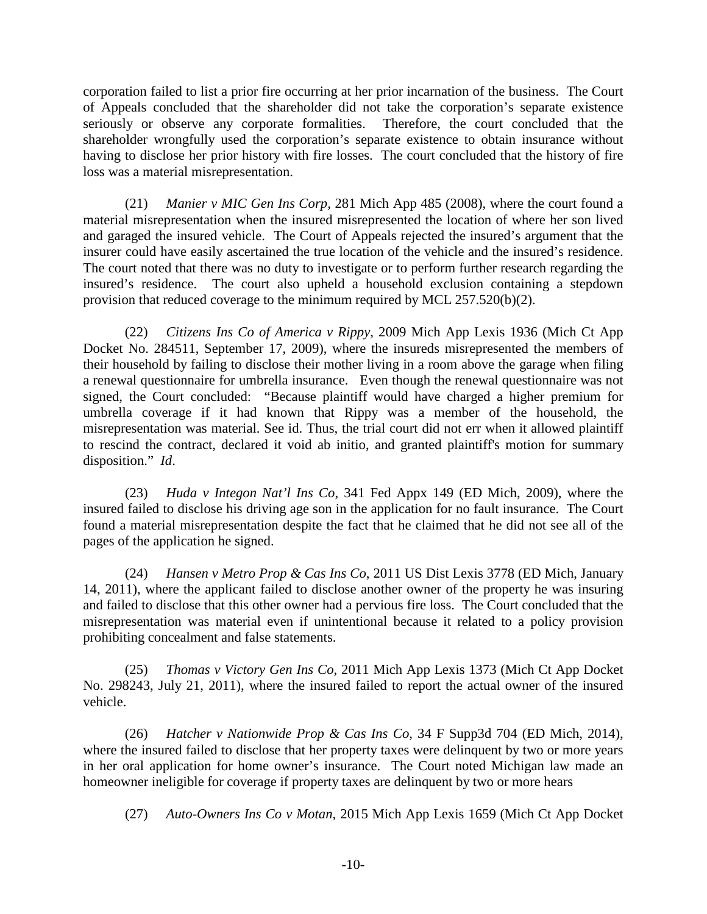corporation failed to list a prior fire occurring at her prior incarnation of the business. The Court of Appeals concluded that the shareholder did not take the corporation's separate existence seriously or observe any corporate formalities. Therefore, the court concluded that the shareholder wrongfully used the corporation's separate existence to obtain insurance without having to disclose her prior history with fire losses. The court concluded that the history of fire loss was a material misrepresentation.

(21) *Manier v MIC Gen Ins Corp,* 281 Mich App 485 (2008), where the court found a material misrepresentation when the insured misrepresented the location of where her son lived and garaged the insured vehicle. The Court of Appeals rejected the insured's argument that the insurer could have easily ascertained the true location of the vehicle and the insured's residence. The court noted that there was no duty to investigate or to perform further research regarding the insured's residence. The court also upheld a household exclusion containing a stepdown provision that reduced coverage to the minimum required by MCL 257.520(b)(2).

(22) *Citizens Ins Co of America v Rippy*, 2009 Mich App Lexis 1936 (Mich Ct App Docket No. 284511, September 17, 2009), where the insureds misrepresented the members of their household by failing to disclose their mother living in a room above the garage when filing a renewal questionnaire for umbrella insurance. Even though the renewal questionnaire was not signed, the Court concluded: "Because plaintiff would have charged a higher premium for umbrella coverage if it had known that Rippy was a member of the household, the misrepresentation was material. See id. Thus, the trial court did not err when it allowed plaintiff to rescind the contract, declared it void ab initio, and granted plaintiff's motion for summary disposition." *Id*.

(23) *Huda v Integon Nat'l Ins Co*, 341 Fed Appx 149 (ED Mich, 2009), where the insured failed to disclose his driving age son in the application for no fault insurance. The Court found a material misrepresentation despite the fact that he claimed that he did not see all of the pages of the application he signed.

(24) *Hansen v Metro Prop & Cas Ins Co*, 2011 US Dist Lexis 3778 (ED Mich, January 14, 2011), where the applicant failed to disclose another owner of the property he was insuring and failed to disclose that this other owner had a pervious fire loss. The Court concluded that the misrepresentation was material even if unintentional because it related to a policy provision prohibiting concealment and false statements.

(25) *Thomas v Victory Gen Ins Co*, 2011 Mich App Lexis 1373 (Mich Ct App Docket No. 298243, July 21, 2011), where the insured failed to report the actual owner of the insured vehicle.

(26) *Hatcher v Nationwide Prop & Cas Ins Co*, 34 F Supp3d 704 (ED Mich, 2014), where the insured failed to disclose that her property taxes were delinquent by two or more years in her oral application for home owner's insurance. The Court noted Michigan law made an homeowner ineligible for coverage if property taxes are delinquent by two or more hears

(27) *Auto-Owners Ins Co v Motan*, 2015 Mich App Lexis 1659 (Mich Ct App Docket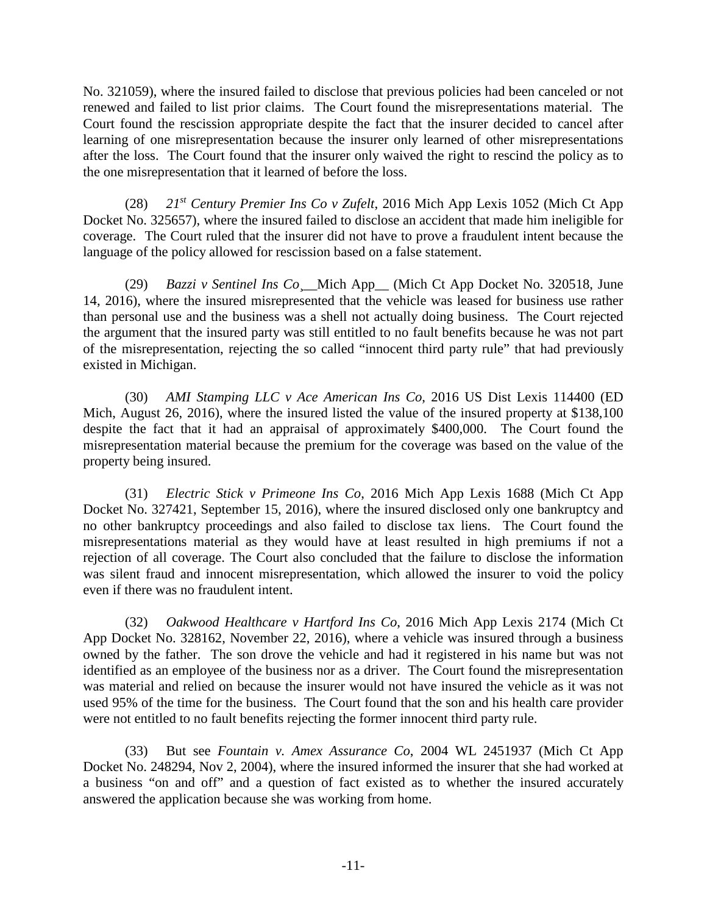No. 321059), where the insured failed to disclose that previous policies had been canceled or not renewed and failed to list prior claims. The Court found the misrepresentations material. The Court found the rescission appropriate despite the fact that the insurer decided to cancel after learning of one misrepresentation because the insurer only learned of other misrepresentations after the loss. The Court found that the insurer only waived the right to rescind the policy as to the one misrepresentation that it learned of before the loss.

(28) *21st Century Premier Ins Co v Zufelt*, 2016 Mich App Lexis 1052 (Mich Ct App Docket No. 325657), where the insured failed to disclose an accident that made him ineligible for coverage. The Court ruled that the insurer did not have to prove a fraudulent intent because the language of the policy allowed for rescission based on a false statement.

(29) *Bazzi v Sentinel Ins Co*,__Mich App__ (Mich Ct App Docket No. 320518, June 14, 2016), where the insured misrepresented that the vehicle was leased for business use rather than personal use and the business was a shell not actually doing business. The Court rejected the argument that the insured party was still entitled to no fault benefits because he was not part of the misrepresentation, rejecting the so called "innocent third party rule" that had previously existed in Michigan.

(30) *AMI Stamping LLC v Ace American Ins Co*, 2016 US Dist Lexis 114400 (ED Mich, August 26, 2016), where the insured listed the value of the insured property at $138,100 despite the fact that it had an appraisal of approximately $400,000. The Court found the misrepresentation material because the premium for the coverage was based on the value of the property being insured.

(31) *Electric Stick v Primeone Ins Co*, 2016 Mich App Lexis 1688 (Mich Ct App Docket No. 327421, September 15, 2016), where the insured disclosed only one bankruptcy and no other bankruptcy proceedings and also failed to disclose tax liens. The Court found the misrepresentations material as they would have at least resulted in high premiums if not a rejection of all coverage. The Court also concluded that the failure to disclose the information was silent fraud and innocent misrepresentation, which allowed the insurer to void the policy even if there was no fraudulent intent.

(32) *Oakwood Healthcare v Hartford Ins Co*, 2016 Mich App Lexis 2174 (Mich Ct App Docket No. 328162, November 22, 2016), where a vehicle was insured through a business owned by the father. The son drove the vehicle and had it registered in his name but was not identified as an employee of the business nor as a driver. The Court found the misrepresentation was material and relied on because the insurer would not have insured the vehicle as it was not used 95% of the time for the business. The Court found that the son and his health care provider were not entitled to no fault benefits rejecting the former innocent third party rule.

(33) But see *Fountain v. Amex Assurance Co*, 2004 WL 2451937 (Mich Ct App Docket No. 248294, Nov 2, 2004), where the insured informed the insurer that she had worked at a business "on and off" and a question of fact existed as to whether the insured accurately answered the application because she was working from home.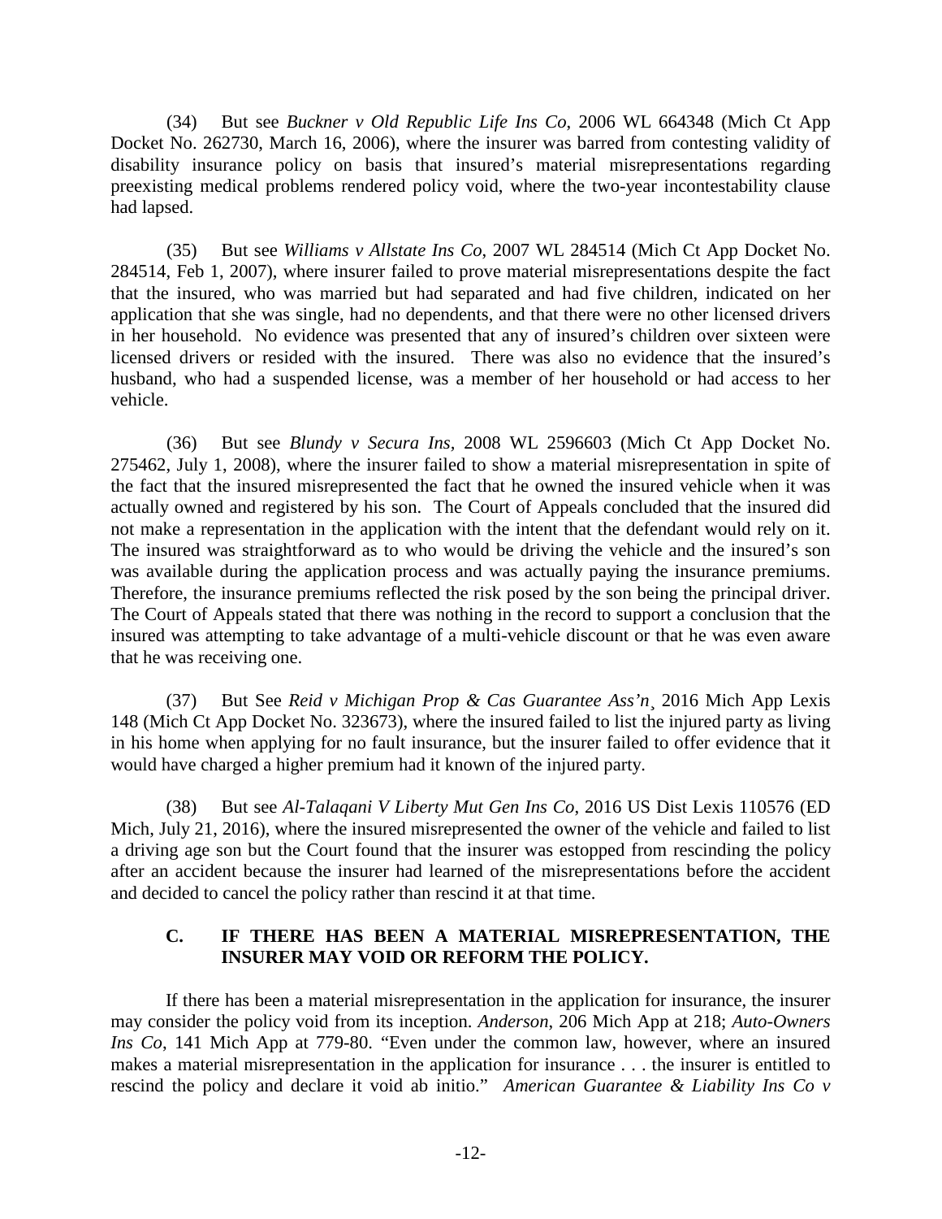(34) But see *Buckner v Old Republic Life Ins Co*, 2006 WL 664348 (Mich Ct App Docket No. 262730, March 16, 2006), where the insurer was barred from contesting validity of disability insurance policy on basis that insured's material misrepresentations regarding preexisting medical problems rendered policy void, where the two-year incontestability clause had lapsed.

(35) But see *Williams v Allstate Ins Co*, 2007 WL 284514 (Mich Ct App Docket No. 284514, Feb 1, 2007), where insurer failed to prove material misrepresentations despite the fact that the insured, who was married but had separated and had five children, indicated on her application that she was single, had no dependents, and that there were no other licensed drivers in her household. No evidence was presented that any of insured's children over sixteen were licensed drivers or resided with the insured. There was also no evidence that the insured's husband, who had a suspended license, was a member of her household or had access to her vehicle.

(36) But see *Blundy v Secura Ins*, 2008 WL 2596603 (Mich Ct App Docket No. 275462, July 1, 2008), where the insurer failed to show a material misrepresentation in spite of the fact that the insured misrepresented the fact that he owned the insured vehicle when it was actually owned and registered by his son. The Court of Appeals concluded that the insured did not make a representation in the application with the intent that the defendant would rely on it. The insured was straightforward as to who would be driving the vehicle and the insured's son was available during the application process and was actually paying the insurance premiums. Therefore, the insurance premiums reflected the risk posed by the son being the principal driver. The Court of Appeals stated that there was nothing in the record to support a conclusion that the insured was attempting to take advantage of a multi-vehicle discount or that he was even aware that he was receiving one.

(37) But See *Reid v Michigan Prop & Cas Guarantee Ass'n*¸ 2016 Mich App Lexis 148 (Mich Ct App Docket No. 323673), where the insured failed to list the injured party as living in his home when applying for no fault insurance, but the insurer failed to offer evidence that it would have charged a higher premium had it known of the injured party.

(38) But see *Al-Talaqani V Liberty Mut Gen Ins Co*, 2016 US Dist Lexis 110576 (ED Mich, July 21, 2016), where the insured misrepresented the owner of the vehicle and failed to list a driving age son but the Court found that the insurer was estopped from rescinding the policy after an accident because the insurer had learned of the misrepresentations before the accident and decided to cancel the policy rather than rescind it at that time.

### C. IF THERE HAS BEEN A MATERIAL MISREPRESENTATION, THE INSURER MAY VOID OR REFORM THE POLICY.

If there has been a material misrepresentation in the application for insurance, the insurer may consider the policy void from its inception. *Anderson*, 206 Mich App at 218; *Auto-Owners Ins Co*, 141 Mich App at 779-80. "Even under the common law, however, where an insured makes a material misrepresentation in the application for insurance . . . the insurer is entitled to rescind the policy and declare it void ab initio." *American Guarantee & Liability Ins Co v*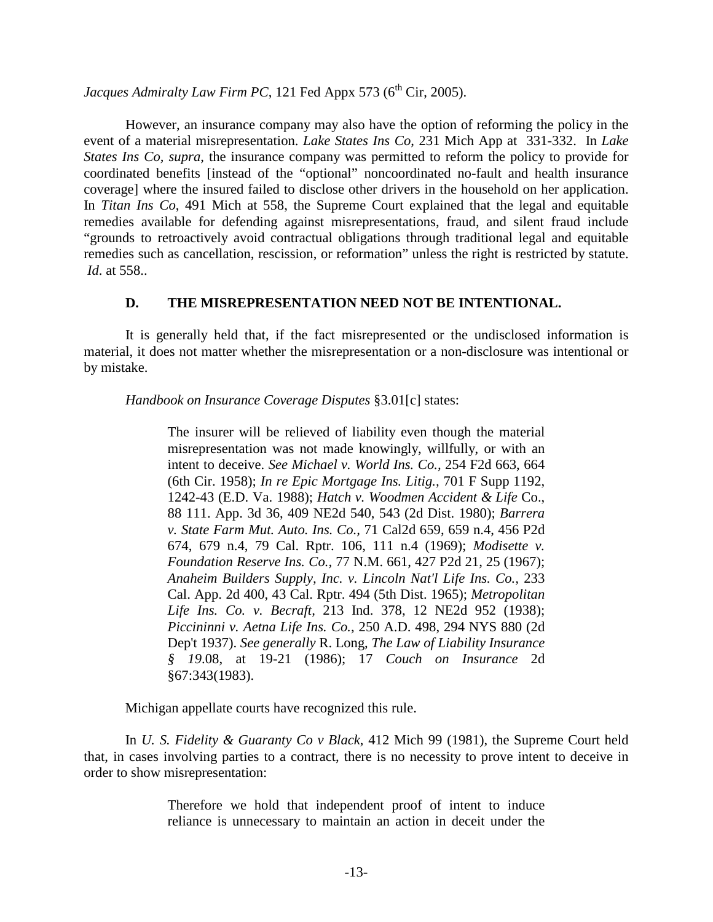*Jacques Admiralty Law Firm PC*, 121 Fed Appx 573 (6th Cir, 2005).

However, an insurance company may also have the option of reforming the policy in the event of a material misrepresentation. *Lake States Ins Co*, 231 Mich App at 331-332. In *Lake States Ins Co, supra*, the insurance company was permitted to reform the policy to provide for coordinated benefits [instead of the "optional" noncoordinated no-fault and health insurance coverage] where the insured failed to disclose other drivers in the household on her application. In *Titan Ins Co*, 491 Mich at 558, the Supreme Court explained that the legal and equitable remedies available for defending against misrepresentations, fraud, and silent fraud include "grounds to retroactively avoid contractual obligations through traditional legal and equitable remedies such as cancellation, rescission, or reformation" unless the right is restricted by statute. *Id*. at 558..

### D. THE MISREPRESENTATION NEED NOT BE INTENTIONAL.

It is generally held that, if the fact misrepresented or the undisclosed information is material, it does not matter whether the misrepresentation or a non-disclosure was intentional or by mistake.

*Handbook on Insurance Coverage Disputes* §3.01[c] states:

> The insurer will be relieved of liability even though the material misrepresentation was not made knowingly, willfully, or with an intent to deceive. *See Michael v. World Ins. Co.*, 254 F2d 663, 664 (6th Cir. 1958); *In re Epic Mortgage Ins. Litig.*, 701 F Supp 1192, 1242-43 (E.D. Va. 1988); *Hatch v. Woodmen Accident & Life* Co., 88 111. App. 3d 36, 409 NE2d 540, 543 (2d Dist. 1980); *Barrera v. State Farm Mut. Auto. Ins. Co.*, 71 Cal2d 659, 659 n.4, 456 P2d 674, 679 n.4, 79 Cal. Rptr. 106, 111 n.4 (1969); *Modisette v. Foundation Reserve Ins. Co.*, 77 N.M. 661, 427 P2d 21, 25 (1967); *Anaheim Builders Supply, Inc. v. Lincoln Nat'l Life Ins. Co.*, 233 Cal. App. 2d 400, 43 Cal. Rptr. 494 (5th Dist. 1965); *Metropolitan Life Ins. Co. v. Becraft*, 213 Ind. 378, 12 NE2d 952 (1938); *Piccininni v. Aetna Life Ins. Co.*, 250 A.D. 498, 294 NYS 880 (2d Dep't 1937). *See generally* R. Long, *The Law of Liability Insurance § 19*.08, at 19-21 (1986); 17 *Couch on Insurance* 2d §67:343(1983).

Michigan appellate courts have recognized this rule.

In *U. S. Fidelity & Guaranty Co v Black*, 412 Mich 99 (1981), the Supreme Court held that, in cases involving parties to a contract, there is no necessity to prove intent to deceive in order to show misrepresentation:

> Therefore we hold that independent proof of intent to induce reliance is unnecessary to maintain an action in deceit under the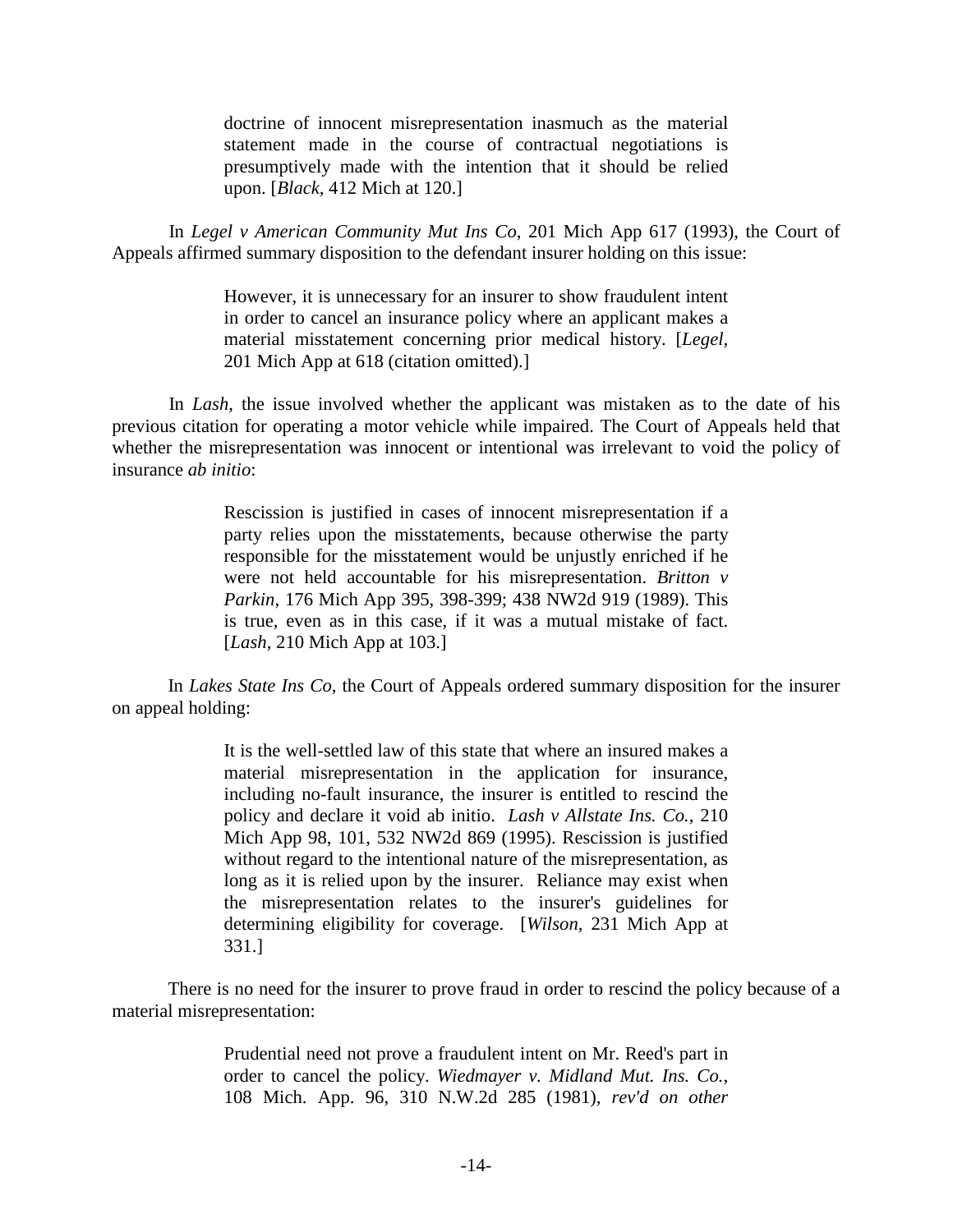> doctrine of innocent misrepresentation inasmuch as the material statement made in the course of contractual negotiations is presumptively made with the intention that it should be relied upon. [*Black*, 412 Mich at 120.]

In *Legel v American Community Mut Ins Co*, 201 Mich App 617 (1993), the Court of Appeals affirmed summary disposition to the defendant insurer holding on this issue:

> However, it is unnecessary for an insurer to show fraudulent intent in order to cancel an insurance policy where an applicant makes a material misstatement concerning prior medical history. [*Legel*, 201 Mich App at 618 (citation omitted).]

In *Lash*, the issue involved whether the applicant was mistaken as to the date of his previous citation for operating a motor vehicle while impaired. The Court of Appeals held that whether the misrepresentation was innocent or intentional was irrelevant to void the policy of insurance *ab initio*:

> Rescission is justified in cases of innocent misrepresentation if a party relies upon the misstatements, because otherwise the party responsible for the misstatement would be unjustly enriched if he were not held accountable for his misrepresentation. *Britton v Parkin*, 176 Mich App 395, 398-399; 438 NW2d 919 (1989). This is true, even as in this case, if it was a mutual mistake of fact. [*Lash*, 210 Mich App at 103.]

In *Lakes State Ins Co*, the Court of Appeals ordered summary disposition for the insurer on appeal holding:

> It is the well-settled law of this state that where an insured makes a material misrepresentation in the application for insurance, including no-fault insurance, the insurer is entitled to rescind the policy and declare it void ab initio. *Lash v Allstate Ins. Co.*, 210 Mich App 98, 101, 532 NW2d 869 (1995). Rescission is justified without regard to the intentional nature of the misrepresentation, as long as it is relied upon by the insurer. Reliance may exist when the misrepresentation relates to the insurer's guidelines for determining eligibility for coverage. [*Wilson*, 231 Mich App at 331.]

There is no need for the insurer to prove fraud in order to rescind the policy because of a material misrepresentation:

> Prudential need not prove a fraudulent intent on Mr. Reed's part in order to cancel the policy. *Wiedmayer v. Midland Mut. Ins. Co.*, 108 Mich. App. 96, 310 N.W.2d 285 (1981), *rev'd on other*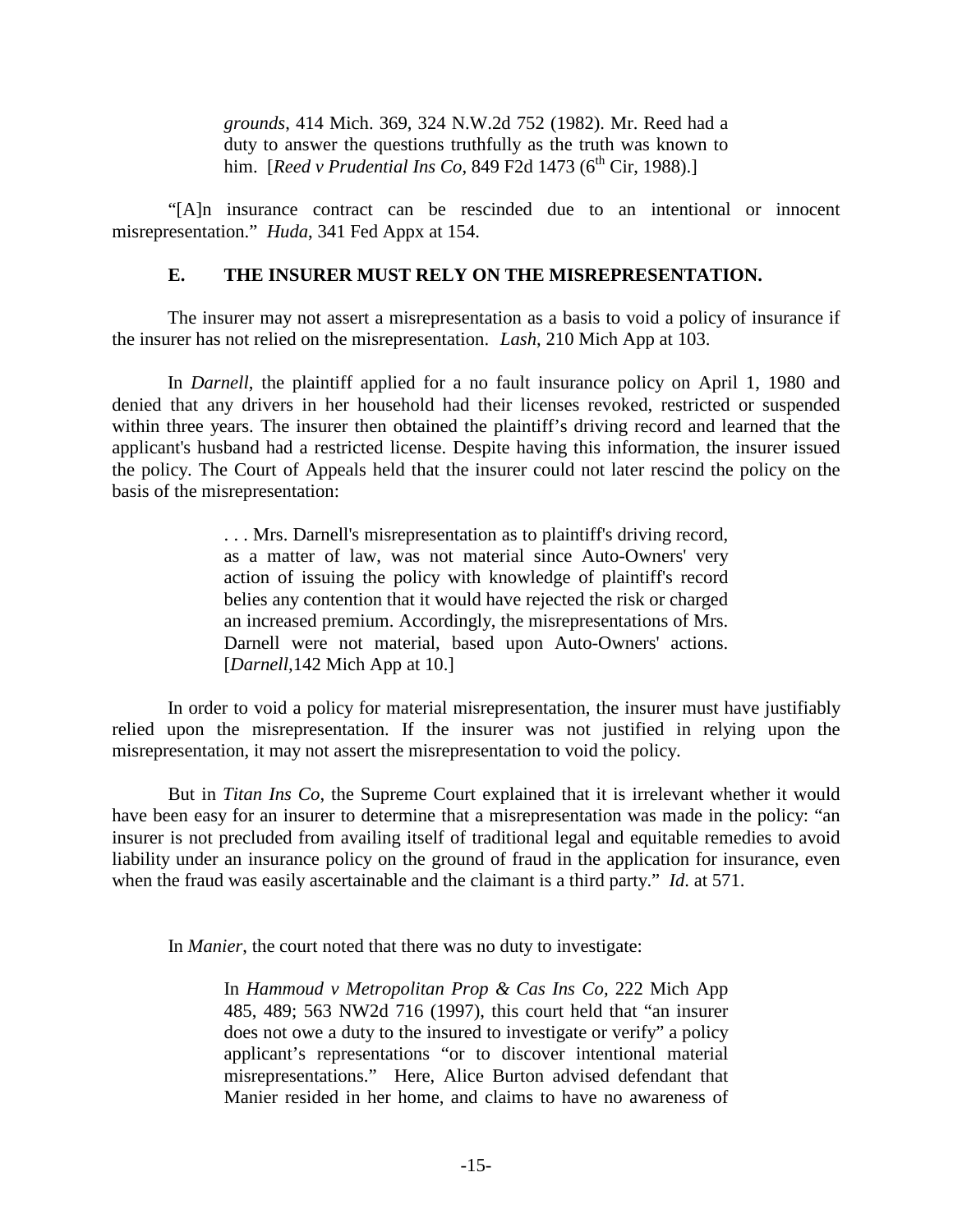> *grounds*, 414 Mich. 369, 324 N.W.2d 752 (1982). Mr. Reed had a duty to answer the questions truthfully as the truth was known to him. [*Reed v Prudential Ins Co*, 849 F2d 1473 (6th Cir, 1988).]

"[A]n insurance contract can be rescinded due to an intentional or innocent misrepresentation." *Huda*, 341 Fed Appx at 154.

### E. THE INSURER MUST RELY ON THE MISREPRESENTATION.

The insurer may not assert a misrepresentation as a basis to void a policy of insurance if the insurer has not relied on the misrepresentation. *Lash*, 210 Mich App at 103.

In *Darnell*, the plaintiff applied for a no fault insurance policy on April 1, 1980 and denied that any drivers in her household had their licenses revoked, restricted or suspended within three years. The insurer then obtained the plaintiff's driving record and learned that the applicant's husband had a restricted license. Despite having this information, the insurer issued the policy. The Court of Appeals held that the insurer could not later rescind the policy on the basis of the misrepresentation:

> . . . Mrs. Darnell's misrepresentation as to plaintiff's driving record, as a matter of law, was not material since Auto-Owners' very action of issuing the policy with knowledge of plaintiff's record belies any contention that it would have rejected the risk or charged an increased premium. Accordingly, the misrepresentations of Mrs. Darnell were not material, based upon Auto-Owners' actions. [*Darnell*,142 Mich App at 10.]

In order to void a policy for material misrepresentation, the insurer must have justifiably relied upon the misrepresentation. If the insurer was not justified in relying upon the misrepresentation, it may not assert the misrepresentation to void the policy.

But in *Titan Ins Co*, the Supreme Court explained that it is irrelevant whether it would have been easy for an insurer to determine that a misrepresentation was made in the policy: "an insurer is not precluded from availing itself of traditional legal and equitable remedies to avoid liability under an insurance policy on the ground of fraud in the application for insurance, even when the fraud was easily ascertainable and the claimant is a third party." *Id*. at 571.

In *Manier*, the court noted that there was no duty to investigate:

> In *Hammoud v Metropolitan Prop & Cas Ins Co*, 222 Mich App 485, 489; 563 NW2d 716 (1997), this court held that "an insurer does not owe a duty to the insured to investigate or verify" a policy applicant's representations "or to discover intentional material misrepresentations." Here, Alice Burton advised defendant that Manier resided in her home, and claims to have no awareness of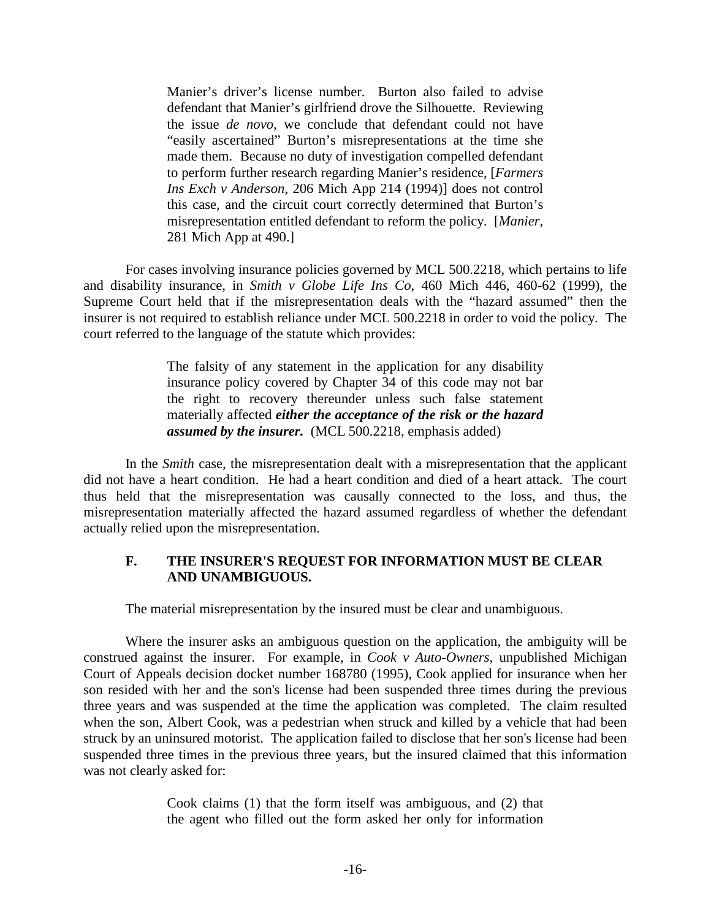> Manier's driver's license number. Burton also failed to advise defendant that Manier's girlfriend drove the Silhouette. Reviewing the issue *de novo*, we conclude that defendant could not have "easily ascertained" Burton's misrepresentations at the time she made them. Because no duty of investigation compelled defendant to perform further research regarding Manier's residence, [*Farmers Ins Exch v Anderson*, 206 Mich App 214 (1994)] does not control this case, and the circuit court correctly determined that Burton's misrepresentation entitled defendant to reform the policy. [*Manier*, 281 Mich App at 490.]

For cases involving insurance policies governed by MCL 500.2218, which pertains to life and disability insurance, in *Smith v Globe Life Ins Co*, 460 Mich 446, 460-62 (1999), the Supreme Court held that if the misrepresentation deals with the "hazard assumed" then the insurer is not required to establish reliance under MCL 500.2218 in order to void the policy. The court referred to the language of the statute which provides:

> The falsity of any statement in the application for any disability insurance policy covered by Chapter 34 of this code may not bar the right to recovery thereunder unless such false statement materially affected ***either the acceptance of the risk or the hazard assumed by the insurer.*** (MCL 500.2218, emphasis added)

In the *Smith* case, the misrepresentation dealt with a misrepresentation that the applicant did not have a heart condition. He had a heart condition and died of a heart attack. The court thus held that the misrepresentation was causally connected to the loss, and thus, the misrepresentation materially affected the hazard assumed regardless of whether the defendant actually relied upon the misrepresentation.

### F. THE INSURER'S REQUEST FOR INFORMATION MUST BE CLEAR AND UNAMBIGUOUS.

The material misrepresentation by the insured must be clear and unambiguous.

Where the insurer asks an ambiguous question on the application, the ambiguity will be construed against the insurer. For example, in *Cook v Auto-Owners*, unpublished Michigan Court of Appeals decision docket number 168780 (1995), Cook applied for insurance when her son resided with her and the son's license had been suspended three times during the previous three years and was suspended at the time the application was completed. The claim resulted when the son, Albert Cook, was a pedestrian when struck and killed by a vehicle that had been struck by an uninsured motorist. The application failed to disclose that her son's license had been suspended three times in the previous three years, but the insured claimed that this information was not clearly asked for:

> Cook claims (1) that the form itself was ambiguous, and (2) that the agent who filled out the form asked her only for information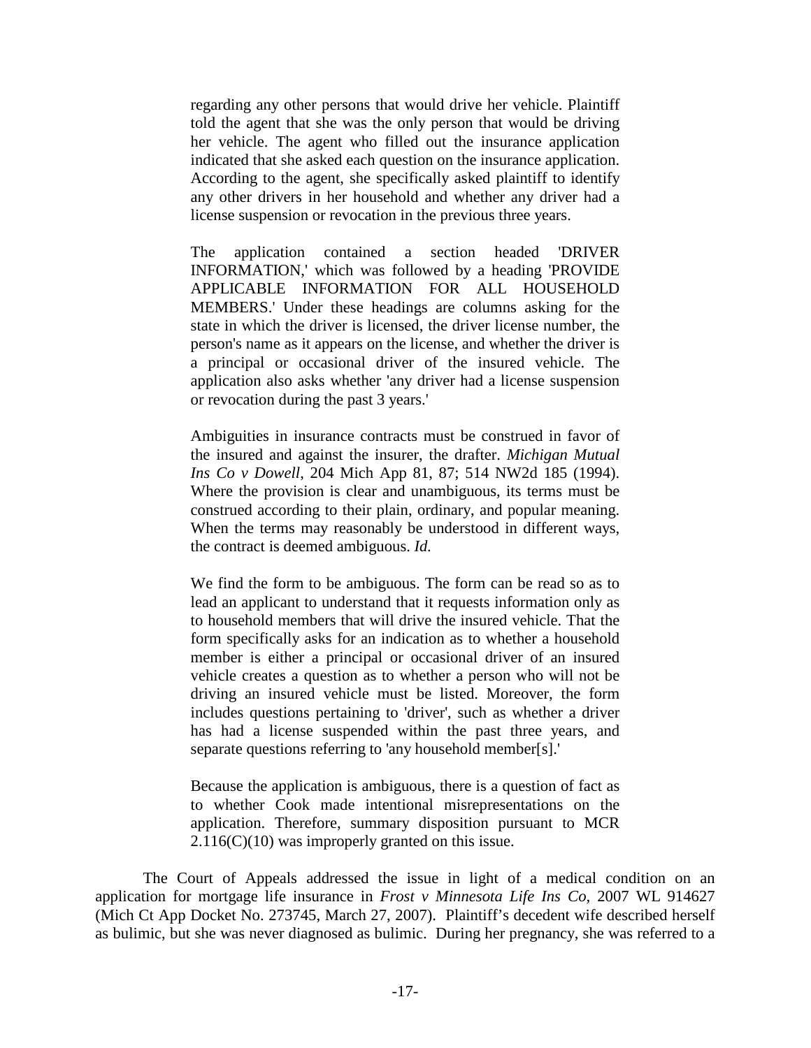> regarding any other persons that would drive her vehicle. Plaintiff told the agent that she was the only person that would be driving her vehicle. The agent who filled out the insurance application indicated that she asked each question on the insurance application. According to the agent, she specifically asked plaintiff to identify any other drivers in her household and whether any driver had a license suspension or revocation in the previous three years.
>
> The application contained a section headed 'DRIVER INFORMATION,' which was followed by a heading 'PROVIDE APPLICABLE INFORMATION FOR ALL HOUSEHOLD MEMBERS.' Under these headings are columns asking for the state in which the driver is licensed, the driver license number, the person's name as it appears on the license, and whether the driver is a principal or occasional driver of the insured vehicle. The application also asks whether 'any driver had a license suspension or revocation during the past 3 years.'
>
> Ambiguities in insurance contracts must be construed in favor of the insured and against the insurer, the drafter. *Michigan Mutual Ins Co v Dowell*, 204 Mich App 81, 87; 514 NW2d 185 (1994). Where the provision is clear and unambiguous, its terms must be construed according to their plain, ordinary, and popular meaning. When the terms may reasonably be understood in different ways, the contract is deemed ambiguous. *Id.*
>
> We find the form to be ambiguous. The form can be read so as to lead an applicant to understand that it requests information only as to household members that will drive the insured vehicle. That the form specifically asks for an indication as to whether a household member is either a principal or occasional driver of an insured vehicle creates a question as to whether a person who will not be driving an insured vehicle must be listed. Moreover, the form includes questions pertaining to 'driver', such as whether a driver has had a license suspended within the past three years, and separate questions referring to 'any household member[s].'
>
> Because the application is ambiguous, there is a question of fact as to whether Cook made intentional misrepresentations on the application. Therefore, summary disposition pursuant to MCR 2.116(C)(10) was improperly granted on this issue.

The Court of Appeals addressed the issue in light of a medical condition on an application for mortgage life insurance in *Frost v Minnesota Life Ins Co*, 2007 WL 914627 (Mich Ct App Docket No. 273745, March 27, 2007). Plaintiff's decedent wife described herself as bulimic, but she was never diagnosed as bulimic. During her pregnancy, she was referred to a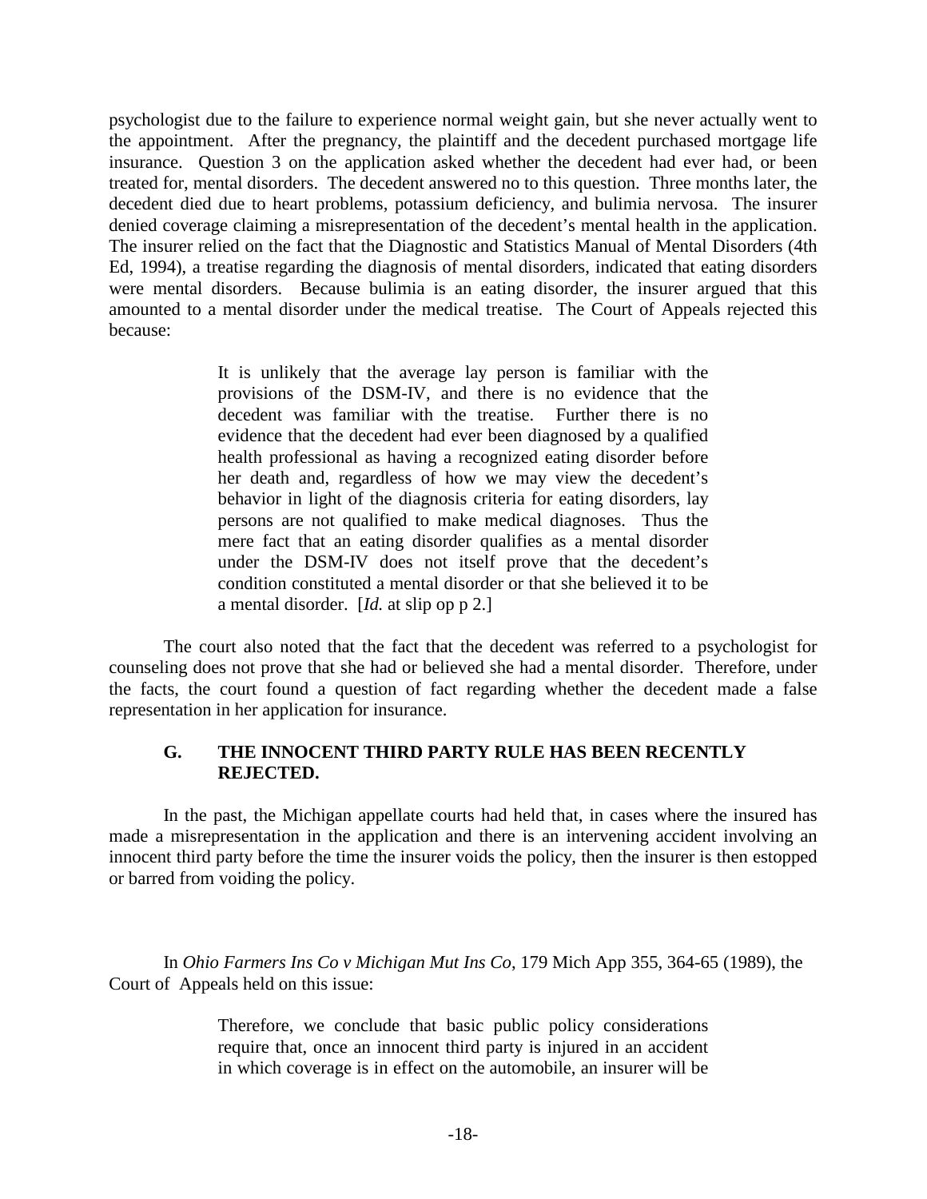psychologist due to the failure to experience normal weight gain, but she never actually went to the appointment. After the pregnancy, the plaintiff and the decedent purchased mortgage life insurance. Question 3 on the application asked whether the decedent had ever had, or been treated for, mental disorders. The decedent answered no to this question. Three months later, the decedent died due to heart problems, potassium deficiency, and bulimia nervosa. The insurer denied coverage claiming a misrepresentation of the decedent's mental health in the application. The insurer relied on the fact that the Diagnostic and Statistics Manual of Mental Disorders (4th Ed, 1994), a treatise regarding the diagnosis of mental disorders, indicated that eating disorders were mental disorders. Because bulimia is an eating disorder, the insurer argued that this amounted to a mental disorder under the medical treatise. The Court of Appeals rejected this because:

> It is unlikely that the average lay person is familiar with the provisions of the DSM-IV, and there is no evidence that the decedent was familiar with the treatise. Further there is no evidence that the decedent had ever been diagnosed by a qualified health professional as having a recognized eating disorder before her death and, regardless of how we may view the decedent's behavior in light of the diagnosis criteria for eating disorders, lay persons are not qualified to make medical diagnoses. Thus the mere fact that an eating disorder qualifies as a mental disorder under the DSM-IV does not itself prove that the decedent's condition constituted a mental disorder or that she believed it to be a mental disorder. [*Id.* at slip op p 2.]

The court also noted that the fact that the decedent was referred to a psychologist for counseling does not prove that she had or believed she had a mental disorder. Therefore, under the facts, the court found a question of fact regarding whether the decedent made a false representation in her application for insurance.

### G. THE INNOCENT THIRD PARTY RULE HAS BEEN RECENTLY REJECTED.

In the past, the Michigan appellate courts had held that, in cases where the insured has made a misrepresentation in the application and there is an intervening accident involving an innocent third party before the time the insurer voids the policy, then the insurer is then estopped or barred from voiding the policy.

In *Ohio Farmers Ins Co v Michigan Mut Ins Co*, 179 Mich App 355, 364-65 (1989), the Court of Appeals held on this issue:

> Therefore, we conclude that basic public policy considerations require that, once an innocent third party is injured in an accident in which coverage is in effect on the automobile, an insurer will be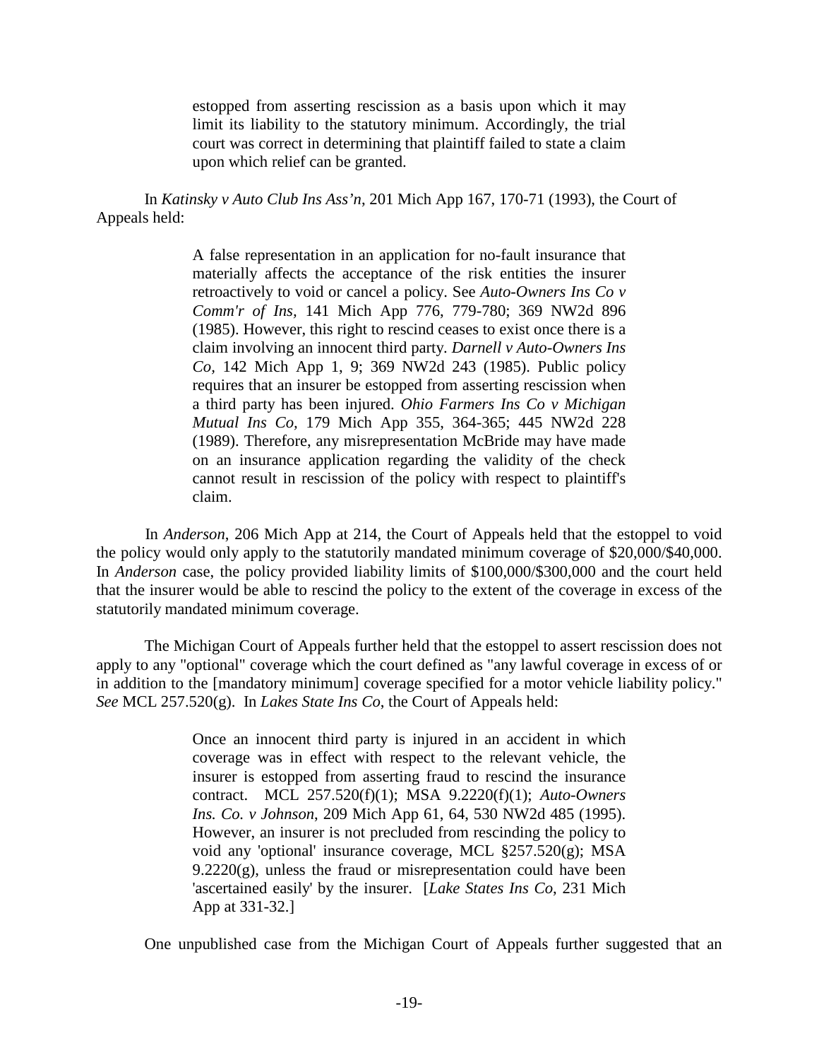> estopped from asserting rescission as a basis upon which it may limit its liability to the statutory minimum. Accordingly, the trial court was correct in determining that plaintiff failed to state a claim upon which relief can be granted.

In *Katinsky v Auto Club Ins Ass'n*, 201 Mich App 167, 170-71 (1993), the Court of Appeals held:

> A false representation in an application for no-fault insurance that materially affects the acceptance of the risk entities the insurer retroactively to void or cancel a policy. See *Auto-Owners Ins Co v Comm'r of Ins*, 141 Mich App 776, 779-780; 369 NW2d 896 (1985). However, this right to rescind ceases to exist once there is a claim involving an innocent third party. *Darnell v Auto-Owners Ins Co*, 142 Mich App 1, 9; 369 NW2d 243 (1985). Public policy requires that an insurer be estopped from asserting rescission when a third party has been injured. *Ohio Farmers Ins Co v Michigan Mutual Ins Co*, 179 Mich App 355, 364-365; 445 NW2d 228 (1989). Therefore, any misrepresentation McBride may have made on an insurance application regarding the validity of the check cannot result in rescission of the policy with respect to plaintiff's claim.

In *Anderson*, 206 Mich App at 214, the Court of Appeals held that the estoppel to void the policy would only apply to the statutorily mandated minimum coverage of $20,000/$40,000. In *Anderson* case, the policy provided liability limits of $100,000/$300,000 and the court held that the insurer would be able to rescind the policy to the extent of the coverage in excess of the statutorily mandated minimum coverage.

The Michigan Court of Appeals further held that the estoppel to assert rescission does not apply to any "optional" coverage which the court defined as "any lawful coverage in excess of or in addition to the [mandatory minimum] coverage specified for a motor vehicle liability policy." *See* MCL 257.520(g). In *Lakes State Ins Co*, the Court of Appeals held:

> Once an innocent third party is injured in an accident in which coverage was in effect with respect to the relevant vehicle, the insurer is estopped from asserting fraud to rescind the insurance contract. MCL 257.520(f)(1); MSA 9.2220(f)(1); *Auto-Owners Ins. Co. v Johnson*, 209 Mich App 61, 64, 530 NW2d 485 (1995). However, an insurer is not precluded from rescinding the policy to void any 'optional' insurance coverage, MCL §257.520(g); MSA 9.2220(g), unless the fraud or misrepresentation could have been 'ascertained easily' by the insurer. [*Lake States Ins Co*, 231 Mich App at 331-32.]

One unpublished case from the Michigan Court of Appeals further suggested that an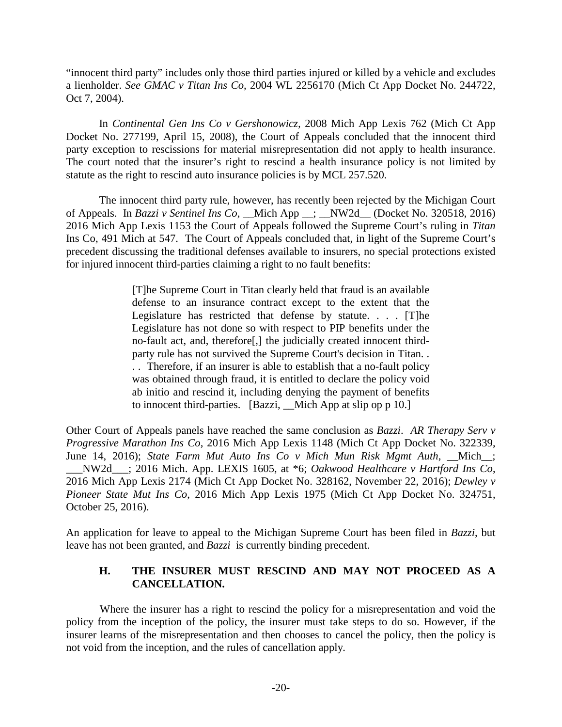"innocent third party" includes only those third parties injured or killed by a vehicle and excludes a lienholder. *See GMAC v Titan Ins Co*, 2004 WL 2256170 (Mich Ct App Docket No. 244722, Oct 7, 2004).

In *Continental Gen Ins Co v Gershonowicz*, 2008 Mich App Lexis 762 (Mich Ct App Docket No. 277199, April 15, 2008), the Court of Appeals concluded that the innocent third party exception to rescissions for material misrepresentation did not apply to health insurance. The court noted that the insurer's right to rescind a health insurance policy is not limited by statute as the right to rescind auto insurance policies is by MCL 257.520.

The innocent third party rule, however, has recently been rejected by the Michigan Court of Appeals. In *Bazzi v Sentinel Ins Co*, __Mich App __; __NW2d__ (Docket No. 320518, 2016) 2016 Mich App Lexis 1153 the Court of Appeals followed the Supreme Court's ruling in *Titan* Ins Co, 491 Mich at 547. The Court of Appeals concluded that, in light of the Supreme Court's precedent discussing the traditional defenses available to insurers, no special protections existed for injured innocent third-parties claiming a right to no fault benefits:

> [T]he Supreme Court in Titan clearly held that fraud is an available defense to an insurance contract except to the extent that the Legislature has restricted that defense by statute. . . . [T]he Legislature has not done so with respect to PIP benefits under the no-fault act, and, therefore[,] the judicially created innocent third-party rule has not survived the Supreme Court's decision in Titan. . . . Therefore, if an insurer is able to establish that a no-fault policy was obtained through fraud, it is entitled to declare the policy void ab initio and rescind it, including denying the payment of benefits to innocent third-parties. [Bazzi, __Mich App at slip op p 10.]

Other Court of Appeals panels have reached the same conclusion as *Bazzi*. *AR Therapy Serv v Progressive Marathon Ins Co*, 2016 Mich App Lexis 1148 (Mich Ct App Docket No. 322339, June 14, 2016); *State Farm Mut Auto Ins Co v Mich Mun Risk Mgmt Auth*, __Mich__; ___NW2d___; 2016 Mich. App. LEXIS 1605, at *6; *Oakwood Healthcare v Hartford Ins Co*, 2016 Mich App Lexis 2174 (Mich Ct App Docket No. 328162, November 22, 2016); *Dewley v Pioneer State Mut Ins Co*, 2016 Mich App Lexis 1975 (Mich Ct App Docket No. 324751, October 25, 2016).

An application for leave to appeal to the Michigan Supreme Court has been filed in *Bazzi*, but leave has not been granted, and *Bazzi* is currently binding precedent.

### H. THE INSURER MUST RESCIND AND MAY NOT PROCEED AS A CANCELLATION.

Where the insurer has a right to rescind the policy for a misrepresentation and void the policy from the inception of the policy, the insurer must take steps to do so. However, if the insurer learns of the misrepresentation and then chooses to cancel the policy, then the policy is not void from the inception, and the rules of cancellation apply.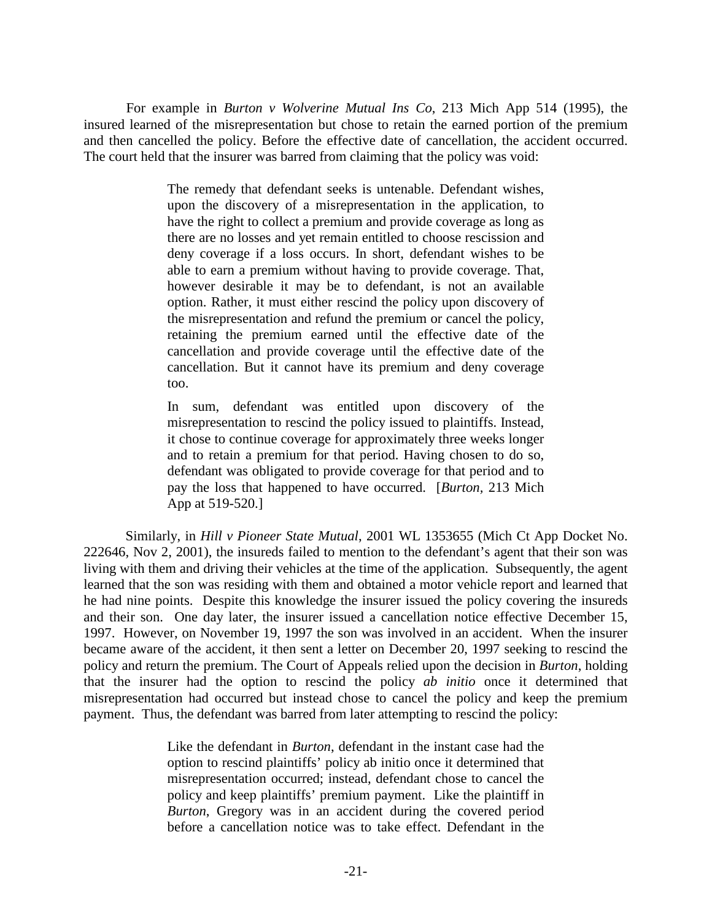For example in *Burton v Wolverine Mutual Ins Co*, 213 Mich App 514 (1995), the insured learned of the misrepresentation but chose to retain the earned portion of the premium and then cancelled the policy. Before the effective date of cancellation, the accident occurred. The court held that the insurer was barred from claiming that the policy was void:

> The remedy that defendant seeks is untenable. Defendant wishes, upon the discovery of a misrepresentation in the application, to have the right to collect a premium and provide coverage as long as there are no losses and yet remain entitled to choose rescission and deny coverage if a loss occurs. In short, defendant wishes to be able to earn a premium without having to provide coverage. That, however desirable it may be to defendant, is not an available option. Rather, it must either rescind the policy upon discovery of the misrepresentation and refund the premium or cancel the policy, retaining the premium earned until the effective date of the cancellation and provide coverage until the effective date of the cancellation. But it cannot have its premium and deny coverage too.
>
> In sum, defendant was entitled upon discovery of the misrepresentation to rescind the policy issued to plaintiffs. Instead, it chose to continue coverage for approximately three weeks longer and to retain a premium for that period. Having chosen to do so, defendant was obligated to provide coverage for that period and to pay the loss that happened to have occurred. [*Burton*, 213 Mich App at 519-520.]

Similarly, in *Hill v Pioneer State Mutual*, 2001 WL 1353655 (Mich Ct App Docket No. 222646, Nov 2, 2001), the insureds failed to mention to the defendant's agent that their son was living with them and driving their vehicles at the time of the application. Subsequently, the agent learned that the son was residing with them and obtained a motor vehicle report and learned that he had nine points. Despite this knowledge the insurer issued the policy covering the insureds and their son. One day later, the insurer issued a cancellation notice effective December 15, 1997. However, on November 19, 1997 the son was involved in an accident. When the insurer became aware of the accident, it then sent a letter on December 20, 1997 seeking to rescind the policy and return the premium. The Court of Appeals relied upon the decision in *Burton*, holding that the insurer had the option to rescind the policy *ab initio* once it determined that misrepresentation had occurred but instead chose to cancel the policy and keep the premium payment. Thus, the defendant was barred from later attempting to rescind the policy:

> Like the defendant in *Burton*, defendant in the instant case had the option to rescind plaintiffs' policy ab initio once it determined that misrepresentation occurred; instead, defendant chose to cancel the policy and keep plaintiffs' premium payment. Like the plaintiff in *Burton*, Gregory was in an accident during the covered period before a cancellation notice was to take effect. Defendant in the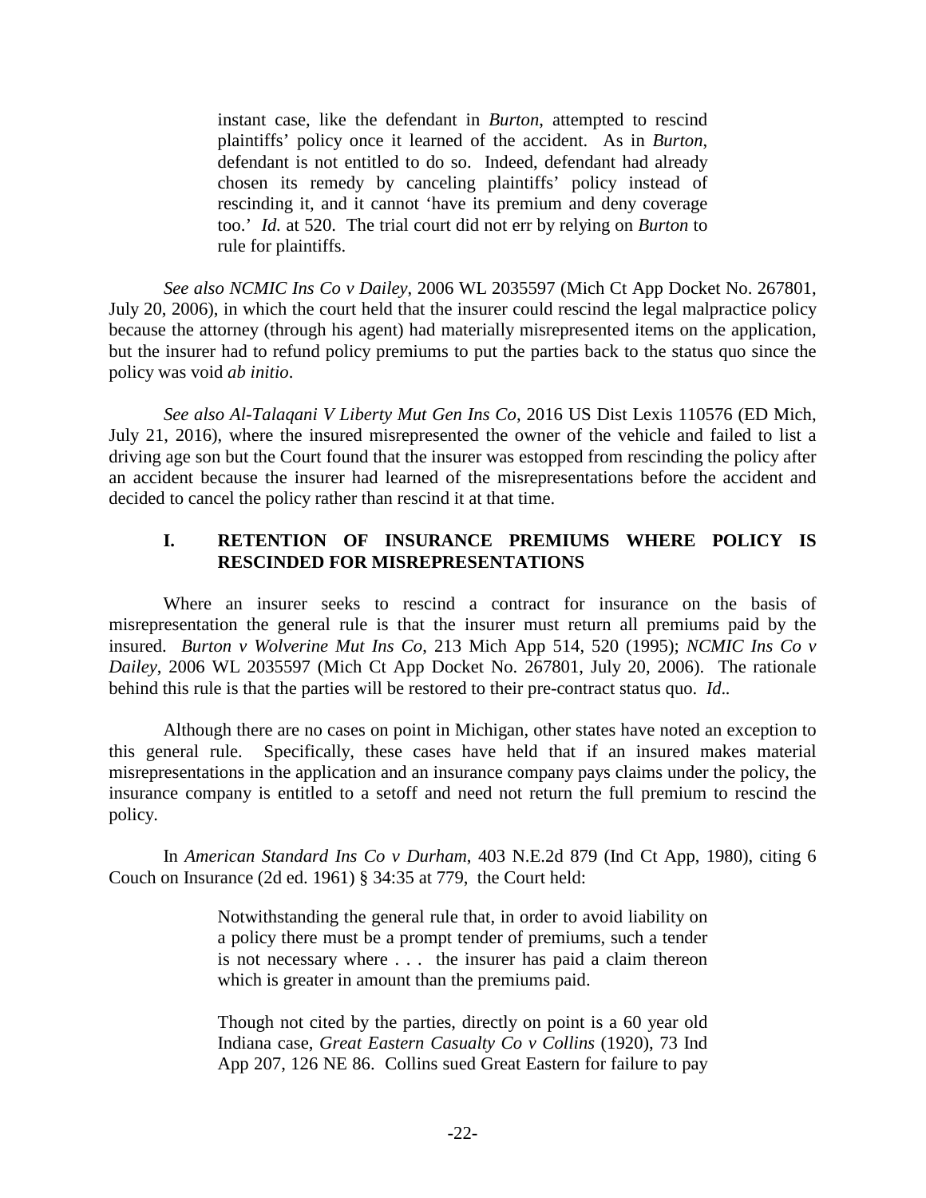> instant case, like the defendant in *Burton*, attempted to rescind plaintiffs' policy once it learned of the accident. As in *Burton*, defendant is not entitled to do so. Indeed, defendant had already chosen its remedy by canceling plaintiffs' policy instead of rescinding it, and it cannot 'have its premium and deny coverage too.' *Id.* at 520. The trial court did not err by relying on *Burton* to rule for plaintiffs.

*See also NCMIC Ins Co v Dailey*, 2006 WL 2035597 (Mich Ct App Docket No. 267801, July 20, 2006), in which the court held that the insurer could rescind the legal malpractice policy because the attorney (through his agent) had materially misrepresented items on the application, but the insurer had to refund policy premiums to put the parties back to the status quo since the policy was void *ab initio*.

*See also Al-Talaqani V Liberty Mut Gen Ins Co*, 2016 US Dist Lexis 110576 (ED Mich, July 21, 2016), where the insured misrepresented the owner of the vehicle and failed to list a driving age son but the Court found that the insurer was estopped from rescinding the policy after an accident because the insurer had learned of the misrepresentations before the accident and decided to cancel the policy rather than rescind it at that time.

## I. RETENTION OF INSURANCE PREMIUMS WHERE POLICY IS RESCINDED FOR MISREPRESENTATIONS

Where an insurer seeks to rescind a contract for insurance on the basis of misrepresentation the general rule is that the insurer must return all premiums paid by the insured. *Burton v Wolverine Mut Ins Co*, 213 Mich App 514, 520 (1995); *NCMIC Ins Co v Dailey*, 2006 WL 2035597 (Mich Ct App Docket No. 267801, July 20, 2006). The rationale behind this rule is that the parties will be restored to their pre-contract status quo. *Id*..

Although there are no cases on point in Michigan, other states have noted an exception to this general rule. Specifically, these cases have held that if an insured makes material misrepresentations in the application and an insurance company pays claims under the policy, the insurance company is entitled to a setoff and need not return the full premium to rescind the policy.

In *American Standard Ins Co v Durham*, 403 N.E.2d 879 (Ind Ct App, 1980), citing 6 Couch on Insurance (2d ed. 1961) § 34:35 at 779, the Court held:

> Notwithstanding the general rule that, in order to avoid liability on a policy there must be a prompt tender of premiums, such a tender is not necessary where . . . the insurer has paid a claim thereon which is greater in amount than the premiums paid.
>
> Though not cited by the parties, directly on point is a 60 year old Indiana case, *Great Eastern Casualty Co v Collins* (1920), 73 Ind App 207, 126 NE 86. Collins sued Great Eastern for failure to pay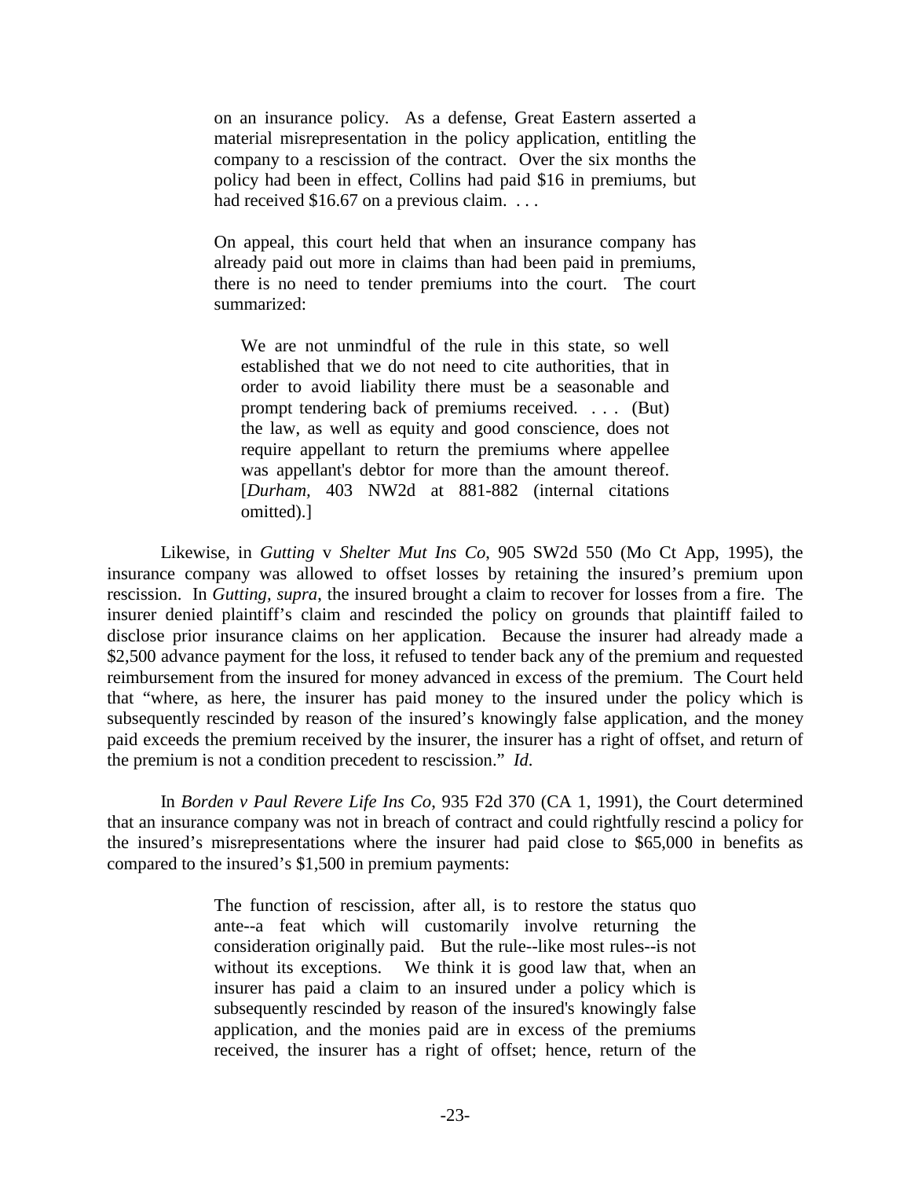> on an insurance policy. As a defense, Great Eastern asserted a material misrepresentation in the policy application, entitling the company to a rescission of the contract. Over the six months the policy had been in effect, Collins had paid $16 in premiums, but had received $16.67 on a previous claim. . . .
>
> On appeal, this court held that when an insurance company has already paid out more in claims than had been paid in premiums, there is no need to tender premiums into the court. The court summarized:
>
> > We are not unmindful of the rule in this state, so well established that we do not need to cite authorities, that in order to avoid liability there must be a seasonable and prompt tendering back of premiums received. . . . (But) the law, as well as equity and good conscience, does not require appellant to return the premiums where appellee was appellant's debtor for more than the amount thereof. [*Durham*, 403 NW2d at 881-882 (internal citations omitted).]

Likewise, in *Gutting* v *Shelter Mut Ins Co*, 905 SW2d 550 (Mo Ct App, 1995), the insurance company was allowed to offset losses by retaining the insured's premium upon rescission. In *Gutting, supra*, the insured brought a claim to recover for losses from a fire. The insurer denied plaintiff's claim and rescinded the policy on grounds that plaintiff failed to disclose prior insurance claims on her application. Because the insurer had already made a $2,500 advance payment for the loss, it refused to tender back any of the premium and requested reimbursement from the insured for money advanced in excess of the premium. The Court held that "where, as here, the insurer has paid money to the insured under the policy which is subsequently rescinded by reason of the insured's knowingly false application, and the money paid exceeds the premium received by the insurer, the insurer has a right of offset, and return of the premium is not a condition precedent to rescission." *Id*.

In *Borden v Paul Revere Life Ins Co*, 935 F2d 370 (CA 1, 1991), the Court determined that an insurance company was not in breach of contract and could rightfully rescind a policy for the insured's misrepresentations where the insurer had paid close to $65,000 in benefits as compared to the insured's $1,500 in premium payments:

> The function of rescission, after all, is to restore the status quo ante--a feat which will customarily involve returning the consideration originally paid. But the rule--like most rules--is not without its exceptions. We think it is good law that, when an insurer has paid a claim to an insured under a policy which is subsequently rescinded by reason of the insured's knowingly false application, and the monies paid are in excess of the premiums received, the insurer has a right of offset; hence, return of the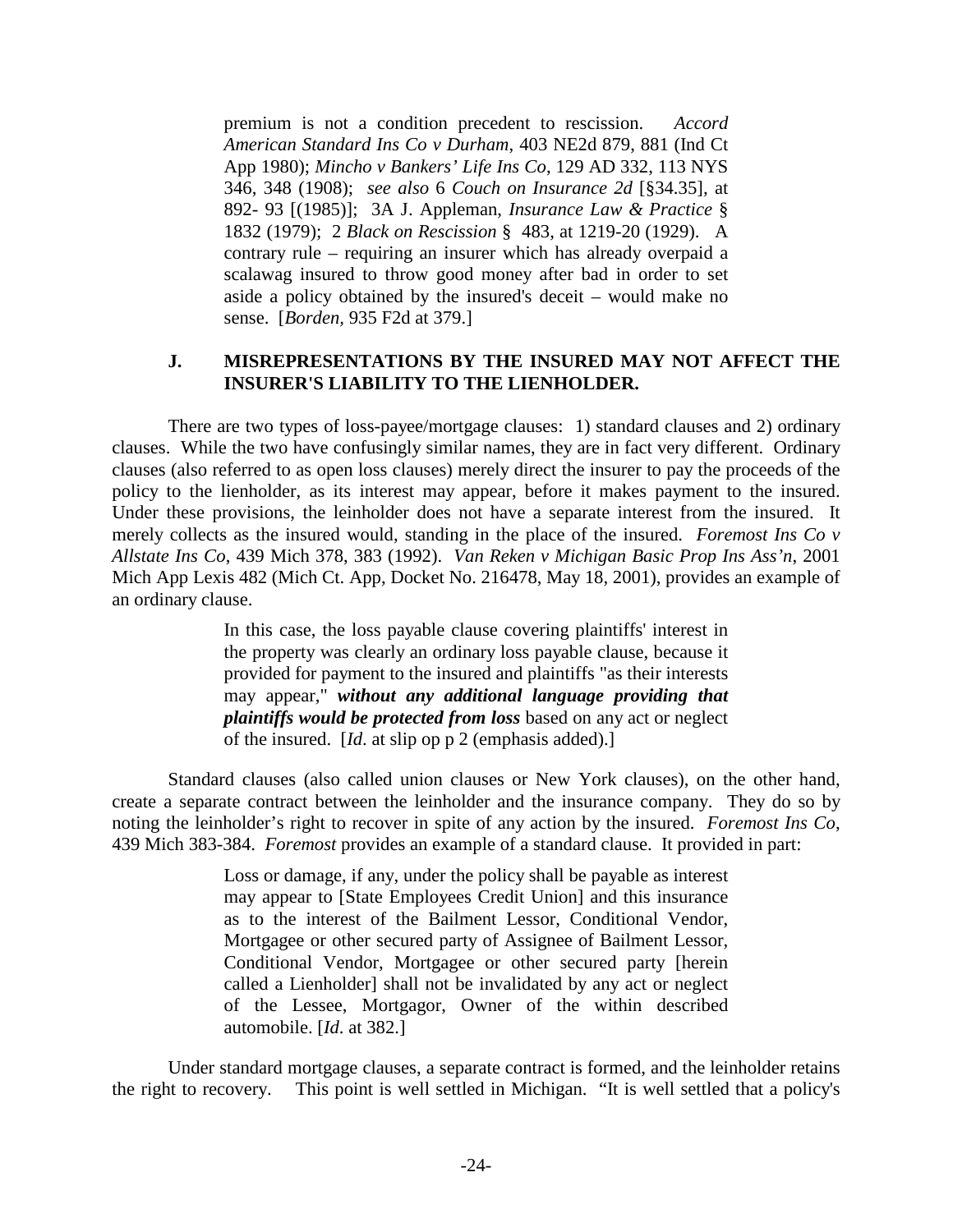> premium is not a condition precedent to rescission. *Accord American Standard Ins Co v Durham*, 403 NE2d 879, 881 (Ind Ct App 1980); *Mincho v Bankers' Life Ins Co*, 129 AD 332, 113 NYS 346, 348 (1908); *see also* 6 *Couch on Insurance 2d* [§34.35], at 892- 93 [(1985)]; 3A J. Appleman, *Insurance Law & Practice* § 1832 (1979); 2 *Black on Rescission* § 483, at 1219-20 (1929). A contrary rule – requiring an insurer which has already overpaid a scalawag insured to throw good money after bad in order to set aside a policy obtained by the insured's deceit – would make no sense. [*Borden*, 935 F2d at 379.]

### J. MISREPRESENTATIONS BY THE INSURED MAY NOT AFFECT THE INSURER'S LIABILITY TO THE LIENHOLDER.

There are two types of loss-payee/mortgage clauses: 1) standard clauses and 2) ordinary clauses. While the two have confusingly similar names, they are in fact very different. Ordinary clauses (also referred to as open loss clauses) merely direct the insurer to pay the proceeds of the policy to the lienholder, as its interest may appear, before it makes payment to the insured. Under these provisions, the leinholder does not have a separate interest from the insured. It merely collects as the insured would, standing in the place of the insured. *Foremost Ins Co v Allstate Ins Co*, 439 Mich 378, 383 (1992). *Van Reken v Michigan Basic Prop Ins Ass'n*, 2001 Mich App Lexis 482 (Mich Ct. App, Docket No. 216478, May 18, 2001), provides an example of an ordinary clause.

> In this case, the loss payable clause covering plaintiffs' interest in the property was clearly an ordinary loss payable clause, because it provided for payment to the insured and plaintiffs "as their interests may appear," ***without any additional language providing that plaintiffs would be protected from loss*** based on any act or neglect of the insured. [*Id*. at slip op p 2 (emphasis added).]

Standard clauses (also called union clauses or New York clauses), on the other hand, create a separate contract between the leinholder and the insurance company. They do so by noting the leinholder's right to recover in spite of any action by the insured. *Foremost Ins Co*, 439 Mich 383-384. *Foremost* provides an example of a standard clause. It provided in part:

> Loss or damage, if any, under the policy shall be payable as interest may appear to [State Employees Credit Union] and this insurance as to the interest of the Bailment Lessor, Conditional Vendor, Mortgagee or other secured party of Assignee of Bailment Lessor, Conditional Vendor, Mortgagee or other secured party [herein called a Lienholder] shall not be invalidated by any act or neglect of the Lessee, Mortgagor, Owner of the within described automobile. [*Id*. at 382.]

Under standard mortgage clauses, a separate contract is formed, and the leinholder retains the right to recovery. This point is well settled in Michigan. "It is well settled that a policy's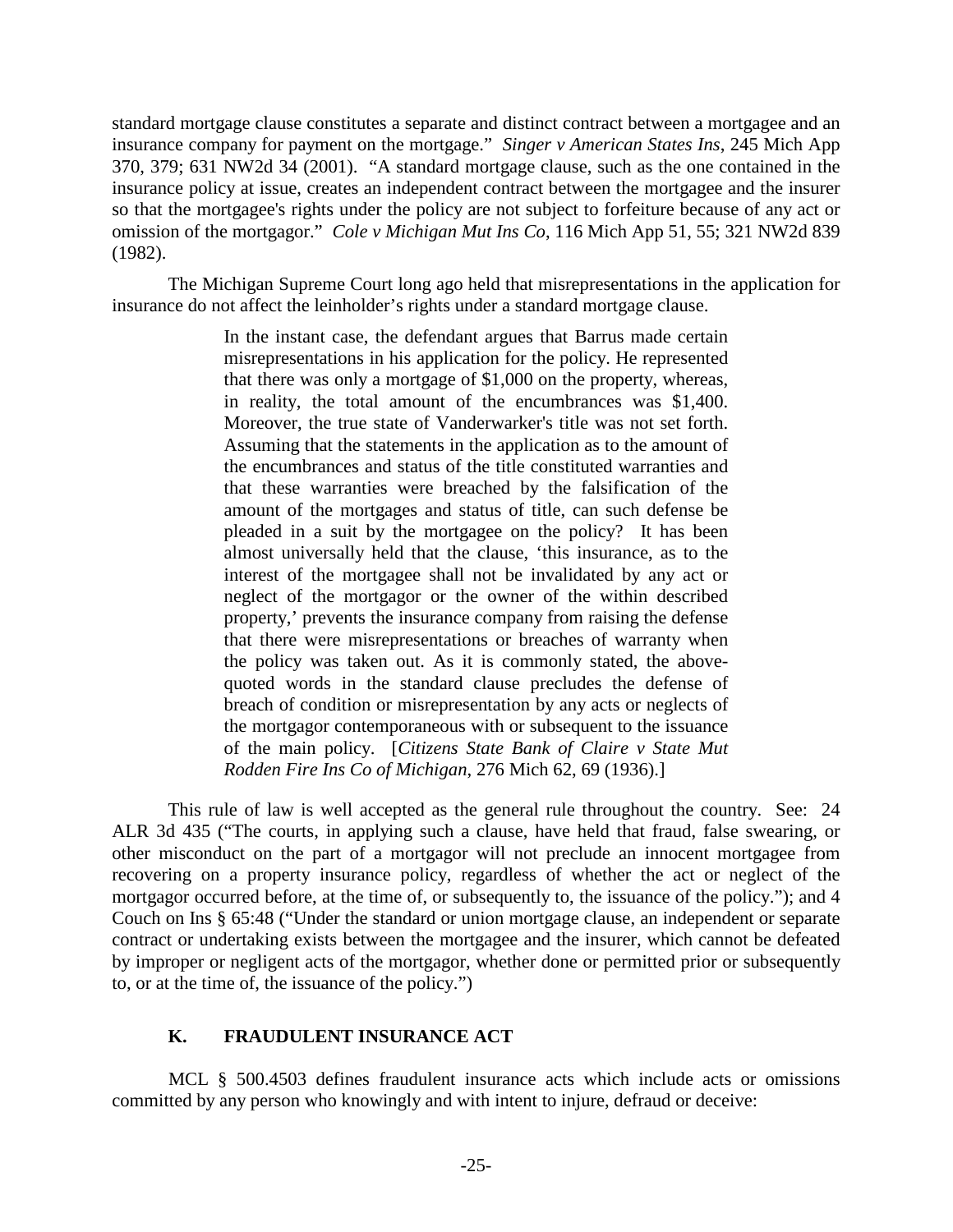standard mortgage clause constitutes a separate and distinct contract between a mortgagee and an insurance company for payment on the mortgage." *Singer v American States Ins*, 245 Mich App 370, 379; 631 NW2d 34 (2001). "A standard mortgage clause, such as the one contained in the insurance policy at issue, creates an independent contract between the mortgagee and the insurer so that the mortgagee's rights under the policy are not subject to forfeiture because of any act or omission of the mortgagor." *Cole v Michigan Mut Ins Co*, 116 Mich App 51, 55; 321 NW2d 839 (1982).

The Michigan Supreme Court long ago held that misrepresentations in the application for insurance do not affect the leinholder's rights under a standard mortgage clause.

> In the instant case, the defendant argues that Barrus made certain misrepresentations in his application for the policy. He represented that there was only a mortgage of $1,000 on the property, whereas, in reality, the total amount of the encumbrances was $1,400. Moreover, the true state of Vanderwarker's title was not set forth. Assuming that the statements in the application as to the amount of the encumbrances and status of the title constituted warranties and that these warranties were breached by the falsification of the amount of the mortgages and status of title, can such defense be pleaded in a suit by the mortgagee on the policy? It has been almost universally held that the clause, 'this insurance, as to the interest of the mortgagee shall not be invalidated by any act or neglect of the mortgagor or the owner of the within described property,' prevents the insurance company from raising the defense that there were misrepresentations or breaches of warranty when the policy was taken out. As it is commonly stated, the above-quoted words in the standard clause precludes the defense of breach of condition or misrepresentation by any acts or neglects of the mortgagor contemporaneous with or subsequent to the issuance of the main policy. [*Citizens State Bank of Claire v State Mut Rodden Fire Ins Co of Michigan*, 276 Mich 62, 69 (1936).]

This rule of law is well accepted as the general rule throughout the country. See: 24 ALR 3d 435 ("The courts, in applying such a clause, have held that fraud, false swearing, or other misconduct on the part of a mortgagor will not preclude an innocent mortgagee from recovering on a property insurance policy, regardless of whether the act or neglect of the mortgagor occurred before, at the time of, or subsequently to, the issuance of the policy."); and 4 Couch on Ins § 65:48 ("Under the standard or union mortgage clause, an independent or separate contract or undertaking exists between the mortgagee and the insurer, which cannot be defeated by improper or negligent acts of the mortgagor, whether done or permitted prior or subsequently to, or at the time of, the issuance of the policy.")

### K. FRAUDULENT INSURANCE ACT

MCL § 500.4503 defines fraudulent insurance acts which include acts or omissions committed by any person who knowingly and with intent to injure, defraud or deceive: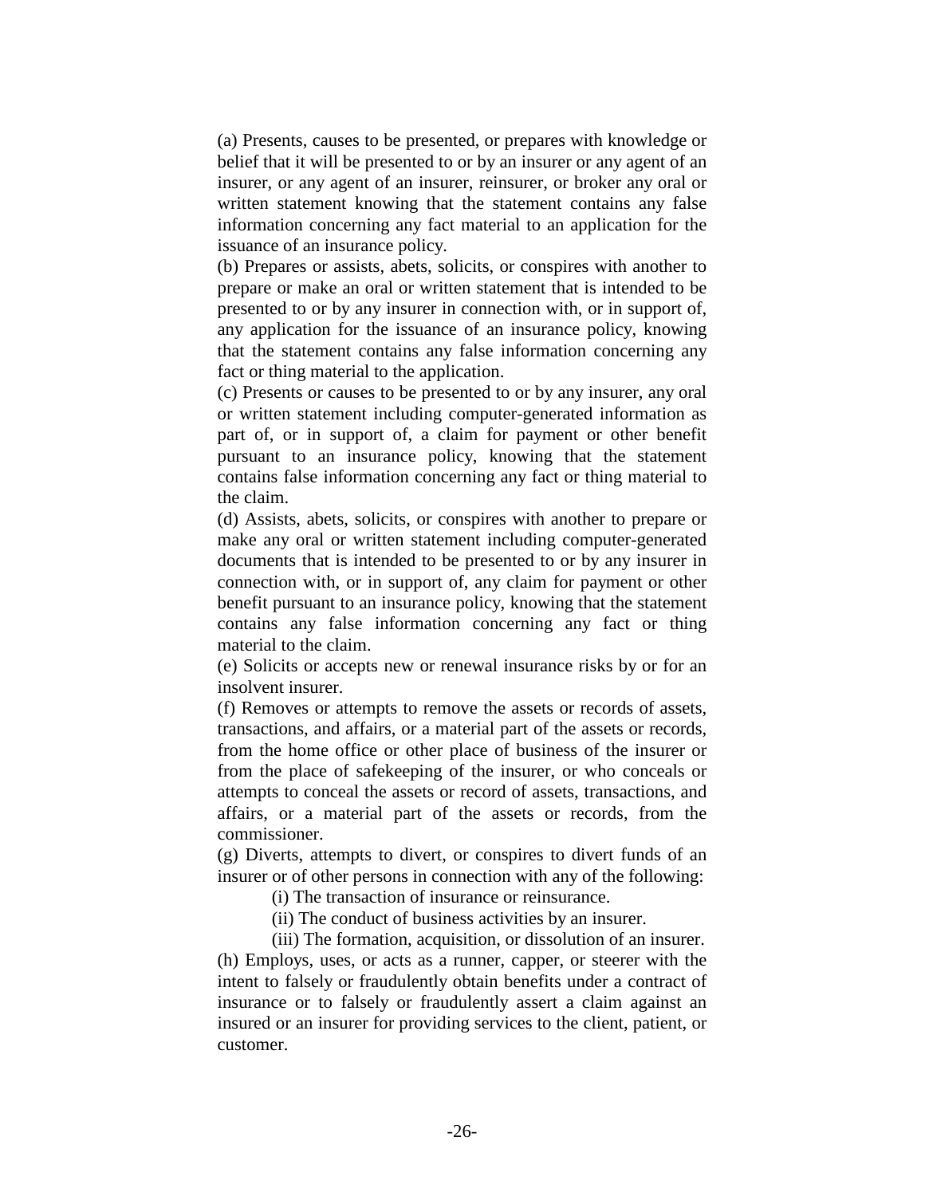(a) Presents, causes to be presented, or prepares with knowledge or belief that it will be presented to or by an insurer or any agent of an insurer, or any agent of an insurer, reinsurer, or broker any oral or written statement knowing that the statement contains any false information concerning any fact material to an application for the issuance of an insurance policy.

(b) Prepares or assists, abets, solicits, or conspires with another to prepare or make an oral or written statement that is intended to be presented to or by any insurer in connection with, or in support of, any application for the issuance of an insurance policy, knowing that the statement contains any false information concerning any fact or thing material to the application.

(c) Presents or causes to be presented to or by any insurer, any oral or written statement including computer-generated information as part of, or in support of, a claim for payment or other benefit pursuant to an insurance policy, knowing that the statement contains false information concerning any fact or thing material to the claim.

(d) Assists, abets, solicits, or conspires with another to prepare or make any oral or written statement including computer-generated documents that is intended to be presented to or by any insurer in connection with, or in support of, any claim for payment or other benefit pursuant to an insurance policy, knowing that the statement contains any false information concerning any fact or thing material to the claim.

(e) Solicits or accepts new or renewal insurance risks by or for an insolvent insurer.

(f) Removes or attempts to remove the assets or records of assets, transactions, and affairs, or a material part of the assets or records, from the home office or other place of business of the insurer or from the place of safekeeping of the insurer, or who conceals or attempts to conceal the assets or record of assets, transactions, and affairs, or a material part of the assets or records, from the commissioner.

(g) Diverts, attempts to divert, or conspires to divert funds of an insurer or of other persons in connection with any of the following:

(i) The transaction of insurance or reinsurance.

(ii) The conduct of business activities by an insurer.

(iii) The formation, acquisition, or dissolution of an insurer.

(h) Employs, uses, or acts as a runner, capper, or steerer with the intent to falsely or fraudulently obtain benefits under a contract of insurance or to falsely or fraudulently assert a claim against an insured or an insurer for providing services to the client, patient, or customer.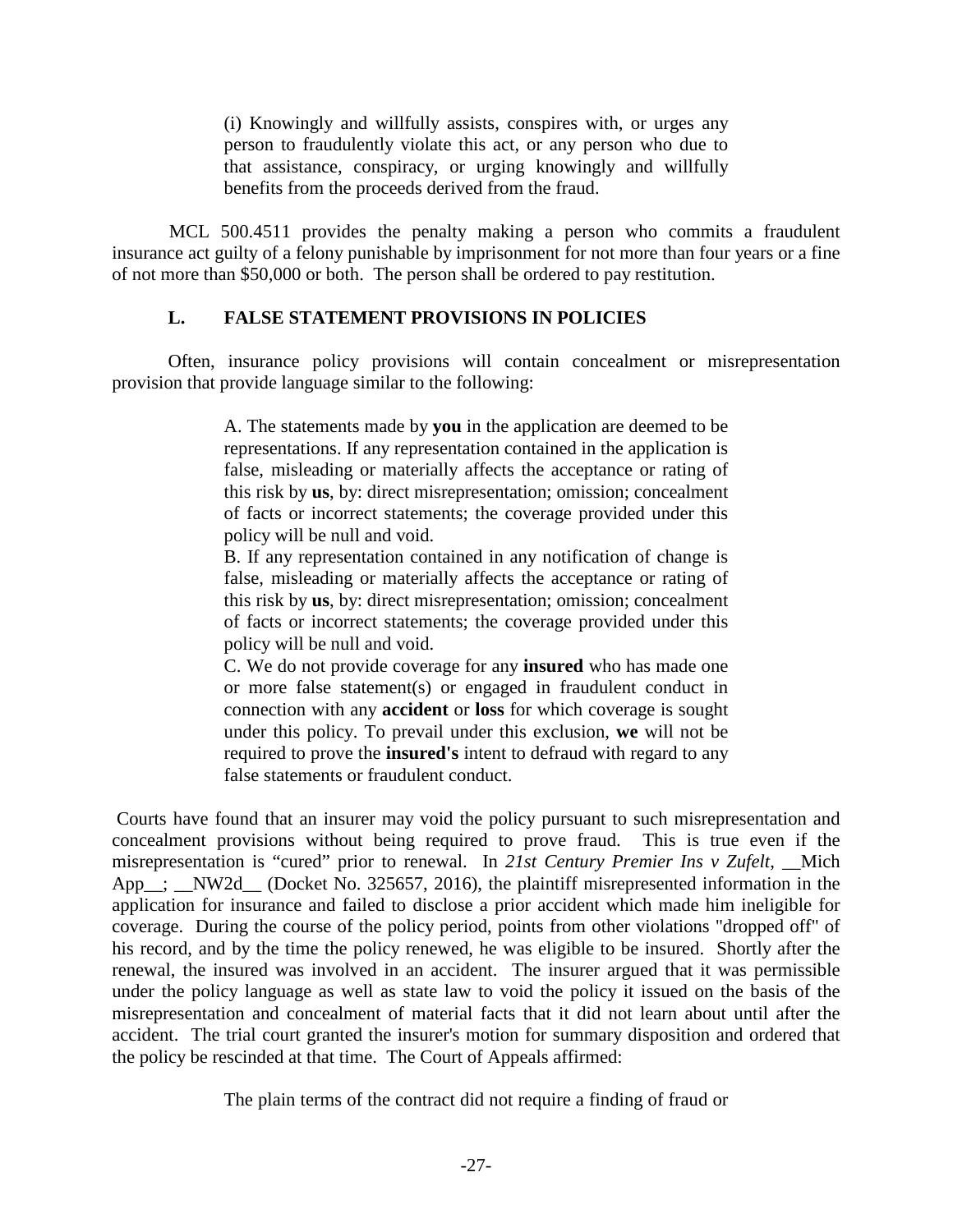> (i) Knowingly and willfully assists, conspires with, or urges any person to fraudulently violate this act, or any person who due to that assistance, conspiracy, or urging knowingly and willfully benefits from the proceeds derived from the fraud.

MCL 500.4511 provides the penalty making a person who commits a fraudulent insurance act guilty of a felony punishable by imprisonment for not more than four years or a fine of not more than $50,000 or both. The person shall be ordered to pay restitution.

### L. FALSE STATEMENT PROVISIONS IN POLICIES

Often, insurance policy provisions will contain concealment or misrepresentation provision that provide language similar to the following:

> A. The statements made by **you** in the application are deemed to be representations. If any representation contained in the application is false, misleading or materially affects the acceptance or rating of this risk by **us**, by: direct misrepresentation; omission; concealment of facts or incorrect statements; the coverage provided under this policy will be null and void.
>
> B. If any representation contained in any notification of change is false, misleading or materially affects the acceptance or rating of this risk by **us**, by: direct misrepresentation; omission; concealment of facts or incorrect statements; the coverage provided under this policy will be null and void.
>
> C. We do not provide coverage for any **insured** who has made one or more false statement(s) or engaged in fraudulent conduct in connection with any **accident** or **loss** for which coverage is sought under this policy. To prevail under this exclusion, **we** will not be required to prove the **insured's** intent to defraud with regard to any false statements or fraudulent conduct.

Courts have found that an insurer may void the policy pursuant to such misrepresentation and concealment provisions without being required to prove fraud. This is true even if the misrepresentation is "cured" prior to renewal. In *21st Century Premier Ins v Zufelt*, __Mich App__; __NW2d__ (Docket No. 325657, 2016), the plaintiff misrepresented information in the application for insurance and failed to disclose a prior accident which made him ineligible for coverage. During the course of the policy period, points from other violations "dropped off" of his record, and by the time the policy renewed, he was eligible to be insured. Shortly after the renewal, the insured was involved in an accident. The insurer argued that it was permissible under the policy language as well as state law to void the policy it issued on the basis of the misrepresentation and concealment of material facts that it did not learn about until after the accident. The trial court granted the insurer's motion for summary disposition and ordered that the policy be rescinded at that time. The Court of Appeals affirmed:

> The plain terms of the contract did not require a finding of fraud or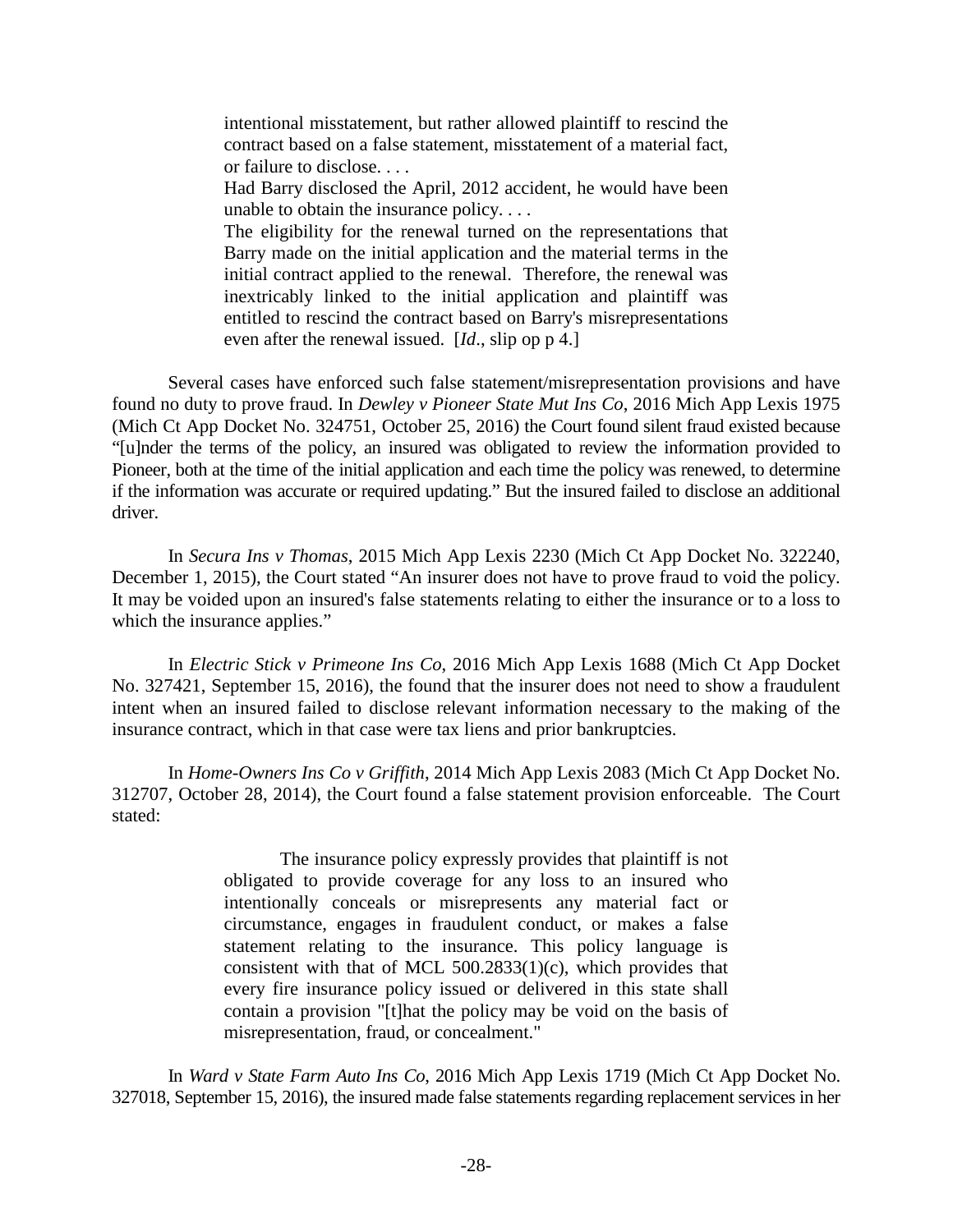> intentional misstatement, but rather allowed plaintiff to rescind the contract based on a false statement, misstatement of a material fact, or failure to disclose. . . .
>
> Had Barry disclosed the April, 2012 accident, he would have been unable to obtain the insurance policy. . . .
>
> The eligibility for the renewal turned on the representations that Barry made on the initial application and the material terms in the initial contract applied to the renewal. Therefore, the renewal was inextricably linked to the initial application and plaintiff was entitled to rescind the contract based on Barry's misrepresentations even after the renewal issued. [*Id*., slip op p 4.]

Several cases have enforced such false statement/misrepresentation provisions and have found no duty to prove fraud. In *Dewley v Pioneer State Mut Ins Co*, 2016 Mich App Lexis 1975 (Mich Ct App Docket No. 324751, October 25, 2016) the Court found silent fraud existed because "[u]nder the terms of the policy, an insured was obligated to review the information provided to Pioneer, both at the time of the initial application and each time the policy was renewed, to determine if the information was accurate or required updating." But the insured failed to disclose an additional driver.

In *Secura Ins v Thomas*, 2015 Mich App Lexis 2230 (Mich Ct App Docket No. 322240, December 1, 2015), the Court stated "An insurer does not have to prove fraud to void the policy. It may be voided upon an insured's false statements relating to either the insurance or to a loss to which the insurance applies."

In *Electric Stick v Primeone Ins Co*, 2016 Mich App Lexis 1688 (Mich Ct App Docket No. 327421, September 15, 2016), the found that the insurer does not need to show a fraudulent intent when an insured failed to disclose relevant information necessary to the making of the insurance contract, which in that case were tax liens and prior bankruptcies.

In *Home-Owners Ins Co v Griffith*, 2014 Mich App Lexis 2083 (Mich Ct App Docket No. 312707, October 28, 2014), the Court found a false statement provision enforceable. The Court stated:

> The insurance policy expressly provides that plaintiff is not obligated to provide coverage for any loss to an insured who intentionally conceals or misrepresents any material fact or circumstance, engages in fraudulent conduct, or makes a false statement relating to the insurance. This policy language is consistent with that of MCL 500.2833(1)(c), which provides that every fire insurance policy issued or delivered in this state shall contain a provision "[t]hat the policy may be void on the basis of misrepresentation, fraud, or concealment."

In *Ward v State Farm Auto Ins Co*, 2016 Mich App Lexis 1719 (Mich Ct App Docket No. 327018, September 15, 2016), the insured made false statements regarding replacement services in her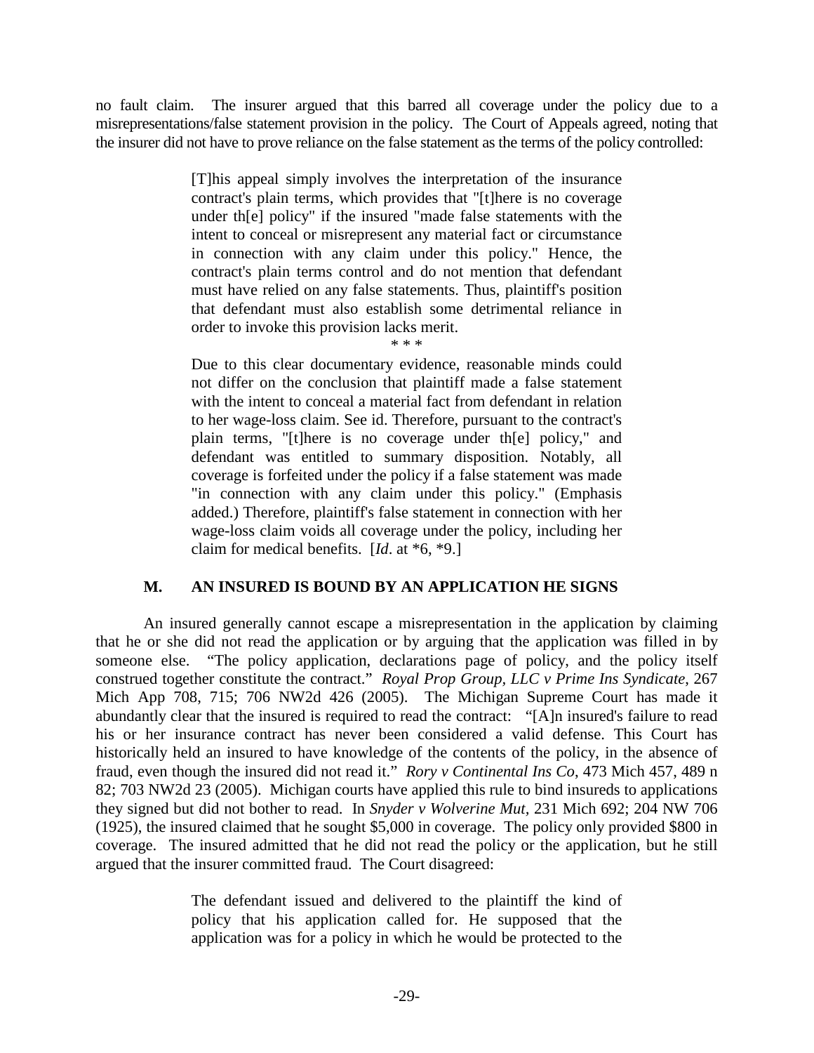no fault claim. The insurer argued that this barred all coverage under the policy due to a misrepresentations/false statement provision in the policy. The Court of Appeals agreed, noting that the insurer did not have to prove reliance on the false statement as the terms of the policy controlled:

> [T]his appeal simply involves the interpretation of the insurance contract's plain terms, which provides that "[t]here is no coverage under th[e] policy" if the insured "made false statements with the intent to conceal or misrepresent any material fact or circumstance in connection with any claim under this policy." Hence, the contract's plain terms control and do not mention that defendant must have relied on any false statements. Thus, plaintiff's position that defendant must also establish some detrimental reliance in order to invoke this provision lacks merit.
>
> \* \* \*
>
> Due to this clear documentary evidence, reasonable minds could not differ on the conclusion that plaintiff made a false statement with the intent to conceal a material fact from defendant in relation to her wage-loss claim. See id. Therefore, pursuant to the contract's plain terms, "[t]here is no coverage under th[e] policy," and defendant was entitled to summary disposition. Notably, all coverage is forfeited under the policy if a false statement was made "in connection with any claim under this policy." (Emphasis added.) Therefore, plaintiff's false statement in connection with her wage-loss claim voids all coverage under the policy, including her claim for medical benefits. [*Id*. at \*6, \*9.]

### M. AN INSURED IS BOUND BY AN APPLICATION HE SIGNS

An insured generally cannot escape a misrepresentation in the application by claiming that he or she did not read the application or by arguing that the application was filled in by someone else. "The policy application, declarations page of policy, and the policy itself construed together constitute the contract." *Royal Prop Group, LLC v Prime Ins Syndicate*, 267 Mich App 708, 715; 706 NW2d 426 (2005). The Michigan Supreme Court has made it abundantly clear that the insured is required to read the contract: "[A]n insured's failure to read his or her insurance contract has never been considered a valid defense. This Court has historically held an insured to have knowledge of the contents of the policy, in the absence of fraud, even though the insured did not read it." *Rory v Continental Ins Co*, 473 Mich 457, 489 n 82; 703 NW2d 23 (2005). Michigan courts have applied this rule to bind insureds to applications they signed but did not bother to read. In *Snyder v Wolverine Mut,* 231 Mich 692; 204 NW 706 (1925), the insured claimed that he sought $5,000 in coverage. The policy only provided $800 in coverage. The insured admitted that he did not read the policy or the application, but he still argued that the insurer committed fraud. The Court disagreed:

> The defendant issued and delivered to the plaintiff the kind of policy that his application called for. He supposed that the application was for a policy in which he would be protected to the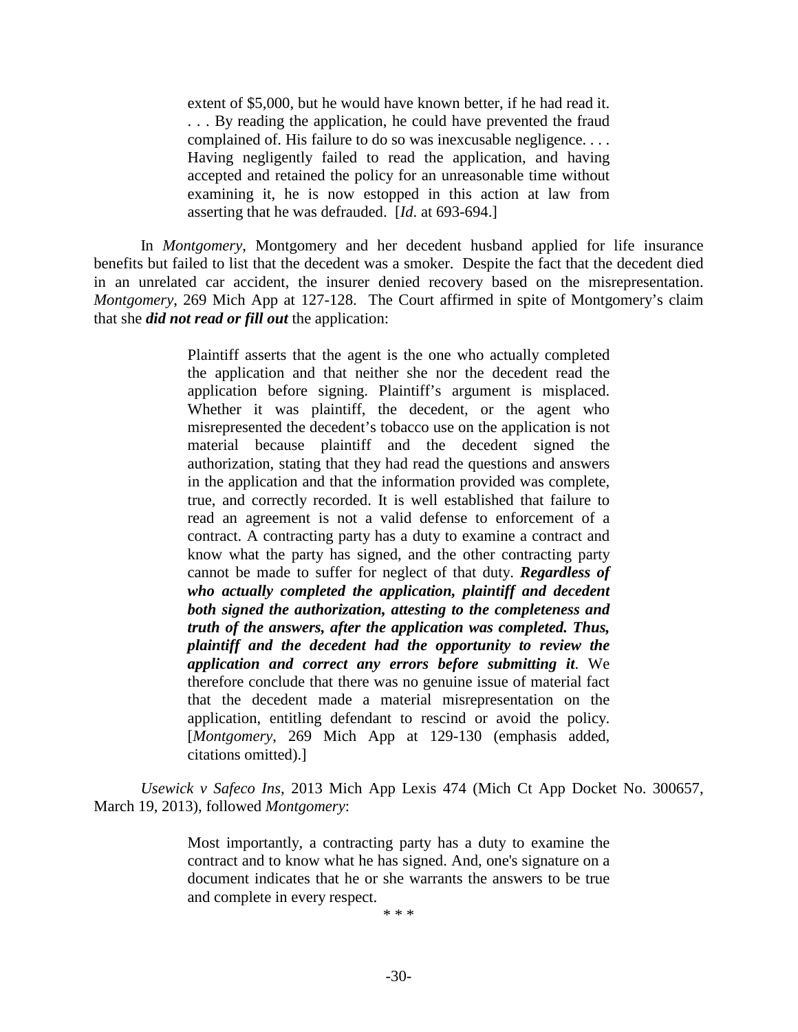> extent of $5,000, but he would have known better, if he had read it. . . . By reading the application, he could have prevented the fraud complained of. His failure to do so was inexcusable negligence. . . . Having negligently failed to read the application, and having accepted and retained the policy for an unreasonable time without examining it, he is now estopped in this action at law from asserting that he was defrauded. [*Id*. at 693-694.]

In *Montgomery*, Montgomery and her decedent husband applied for life insurance benefits but failed to list that the decedent was a smoker. Despite the fact that the decedent died in an unrelated car accident, the insurer denied recovery based on the misrepresentation. *Montgomery*, 269 Mich App at 127-128. The Court affirmed in spite of Montgomery's claim that she ***did not read or fill out*** the application:

> Plaintiff asserts that the agent is the one who actually completed the application and that neither she nor the decedent read the application before signing. Plaintiff's argument is misplaced. Whether it was plaintiff, the decedent, or the agent who misrepresented the decedent's tobacco use on the application is not material because plaintiff and the decedent signed the authorization, stating that they had read the questions and answers in the application and that the information provided was complete, true, and correctly recorded. It is well established that failure to read an agreement is not a valid defense to enforcement of a contract. A contracting party has a duty to examine a contract and know what the party has signed, and the other contracting party cannot be made to suffer for neglect of that duty. ***Regardless of who actually completed the application, plaintiff and decedent both signed the authorization, attesting to the completeness and truth of the answers, after the application was completed. Thus, plaintiff and the decedent had the opportunity to review the application and correct any errors before submitting it***. We therefore conclude that there was no genuine issue of material fact that the decedent made a material misrepresentation on the application, entitling defendant to rescind or avoid the policy. [*Montgomery*, 269 Mich App at 129-130 (emphasis added, citations omitted).]

*Usewick v Safeco Ins*, 2013 Mich App Lexis 474 (Mich Ct App Docket No. 300657, March 19, 2013), followed *Montgomery*:

> Most importantly, a contracting party has a duty to examine the contract and to know what he has signed. And, one's signature on a document indicates that he or she warrants the answers to be true and complete in every respect.
>
> \* \* \*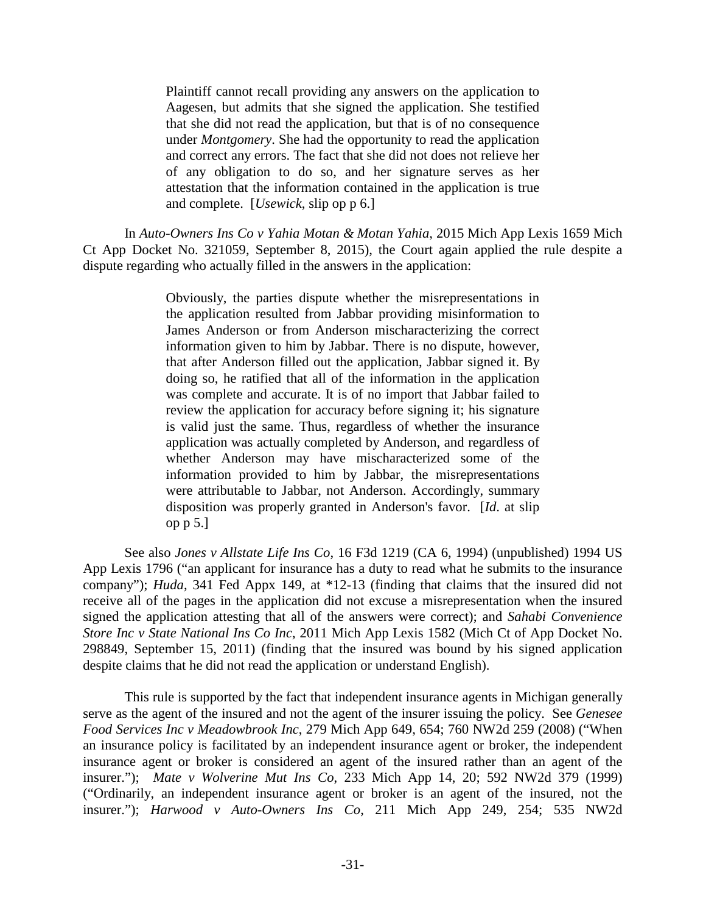> Plaintiff cannot recall providing any answers on the application to Aagesen, but admits that she signed the application. She testified that she did not read the application, but that is of no consequence under *Montgomery*. She had the opportunity to read the application and correct any errors. The fact that she did not does not relieve her of any obligation to do so, and her signature serves as her attestation that the information contained in the application is true and complete. [*Usewick*, slip op p 6.]

In *Auto-Owners Ins Co v Yahia Motan & Motan Yahia*, 2015 Mich App Lexis 1659 Mich Ct App Docket No. 321059, September 8, 2015), the Court again applied the rule despite a dispute regarding who actually filled in the answers in the application:

> Obviously, the parties dispute whether the misrepresentations in the application resulted from Jabbar providing misinformation to James Anderson or from Anderson mischaracterizing the correct information given to him by Jabbar. There is no dispute, however, that after Anderson filled out the application, Jabbar signed it. By doing so, he ratified that all of the information in the application was complete and accurate. It is of no import that Jabbar failed to review the application for accuracy before signing it; his signature is valid just the same. Thus, regardless of whether the insurance application was actually completed by Anderson, and regardless of whether Anderson may have mischaracterized some of the information provided to him by Jabbar, the misrepresentations were attributable to Jabbar, not Anderson. Accordingly, summary disposition was properly granted in Anderson's favor. [*Id.* at slip op p 5.]

See also *Jones v Allstate Life Ins Co*, 16 F3d 1219 (CA 6, 1994) (unpublished) 1994 US App Lexis 1796 ("an applicant for insurance has a duty to read what he submits to the insurance company"); *Huda*, 341 Fed Appx 149, at *12-13 (finding that claims that the insured did not receive all of the pages in the application did not excuse a misrepresentation when the insured signed the application attesting that all of the answers were correct); and *Sahabi Convenience Store Inc v State National Ins Co Inc*, 2011 Mich App Lexis 1582 (Mich Ct of App Docket No. 298849, September 15, 2011) (finding that the insured was bound by his signed application despite claims that he did not read the application or understand English).

This rule is supported by the fact that independent insurance agents in Michigan generally serve as the agent of the insured and not the agent of the insurer issuing the policy. See *Genesee Food Services Inc v Meadowbrook Inc*, 279 Mich App 649, 654; 760 NW2d 259 (2008) ("When an insurance policy is facilitated by an independent insurance agent or broker, the independent insurance agent or broker is considered an agent of the insured rather than an agent of the insurer."); *Mate v Wolverine Mut Ins Co*, 233 Mich App 14, 20; 592 NW2d 379 (1999) ("Ordinarily, an independent insurance agent or broker is an agent of the insured, not the insurer."); *Harwood v Auto-Owners Ins Co*, 211 Mich App 249, 254; 535 NW2d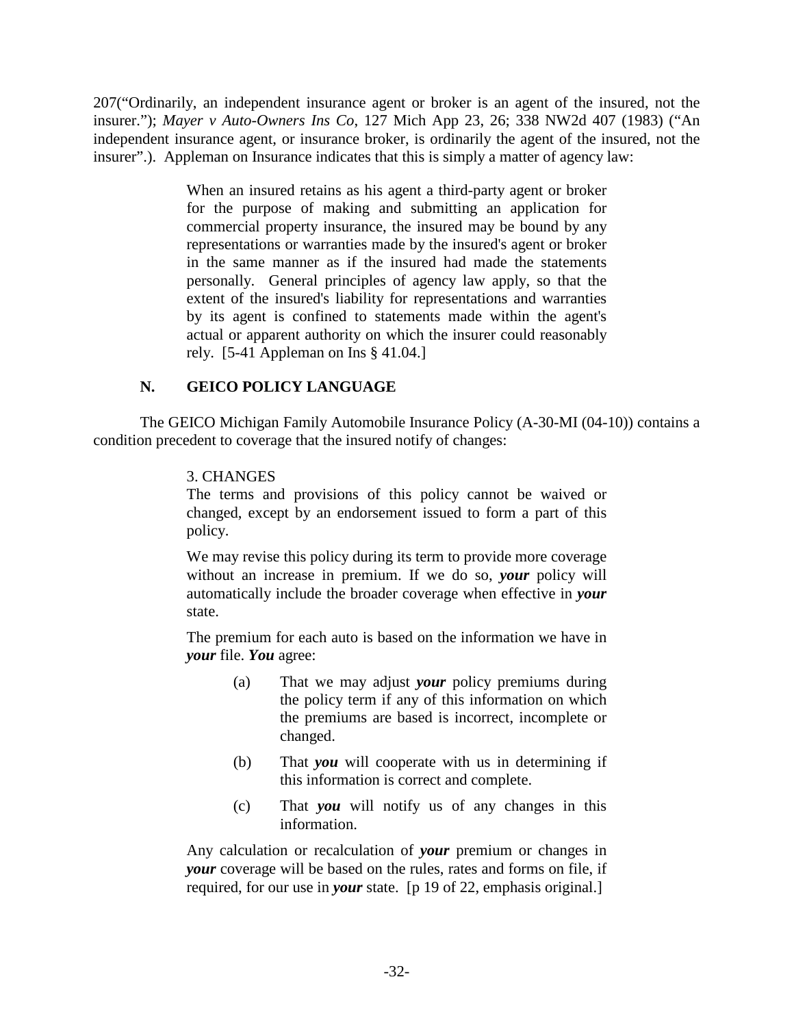207("Ordinarily, an independent insurance agent or broker is an agent of the insured, not the insurer."); *Mayer v Auto-Owners Ins Co*, 127 Mich App 23, 26; 338 NW2d 407 (1983) ("An independent insurance agent, or insurance broker, is ordinarily the agent of the insured, not the insurer".). Appleman on Insurance indicates that this is simply a matter of agency law:

> When an insured retains as his agent a third-party agent or broker for the purpose of making and submitting an application for commercial property insurance, the insured may be bound by any representations or warranties made by the insured's agent or broker in the same manner as if the insured had made the statements personally. General principles of agency law apply, so that the extent of the insured's liability for representations and warranties by its agent is confined to statements made within the agent's actual or apparent authority on which the insurer could reasonably rely. [5-41 Appleman on Ins § 41.04.]

## N. GEICO POLICY LANGUAGE

The GEICO Michigan Family Automobile Insurance Policy (A-30-MI (04-10)) contains a condition precedent to coverage that the insured notify of changes:

> 3. CHANGES
>
> The terms and provisions of this policy cannot be waived or changed, except by an endorsement issued to form a part of this policy.
>
> We may revise this policy during its term to provide more coverage without an increase in premium. If we do so, ***your*** policy will automatically include the broader coverage when effective in ***your*** state.
>
> The premium for each auto is based on the information we have in ***your*** file. ***You*** agree:
>
> (a) That we may adjust ***your*** policy premiums during the policy term if any of this information on which the premiums are based is incorrect, incomplete or changed.
>
> (b) That ***you*** will cooperate with us in determining if this information is correct and complete.
>
> (c) That ***you*** will notify us of any changes in this information.
>
> Any calculation or recalculation of ***your*** premium or changes in ***your*** coverage will be based on the rules, rates and forms on file, if required, for our use in ***your*** state. [p 19 of 22, emphasis original.]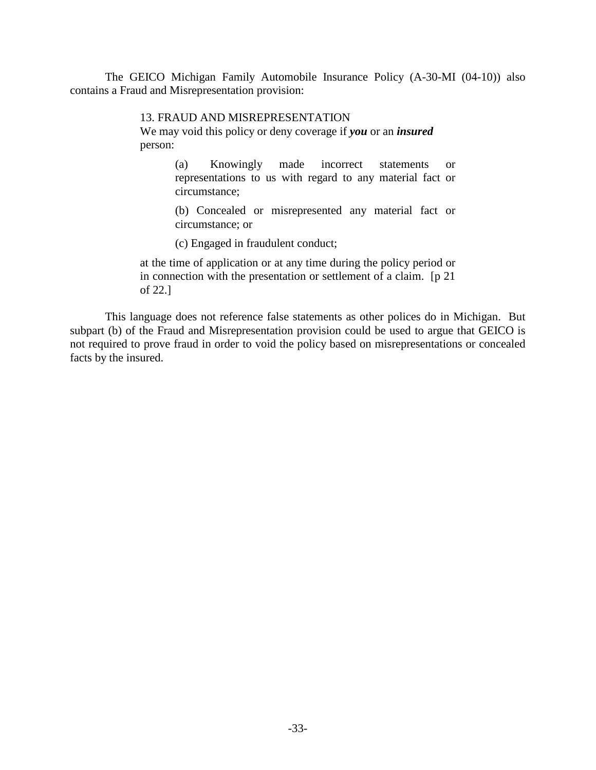The GEICO Michigan Family Automobile Insurance Policy (A-30-MI (04-10)) also contains a Fraud and Misrepresentation provision:

> 13. FRAUD AND MISREPRESENTATION
> We may void this policy or deny coverage if ***you*** or an ***insured*** person:
>
> > (a) Knowingly made incorrect statements or representations to us with regard to any material fact or circumstance;
> >
> > (b) Concealed or misrepresented any material fact or circumstance; or
> >
> > (c) Engaged in fraudulent conduct;
>
> at the time of application or at any time during the policy period or in connection with the presentation or settlement of a claim. [p 21 of 22.]

This language does not reference false statements as other polices do in Michigan. But subpart (b) of the Fraud and Misrepresentation provision could be used to argue that GEICO is not required to prove fraud in order to void the policy based on misrepresentations or concealed facts by the insured.